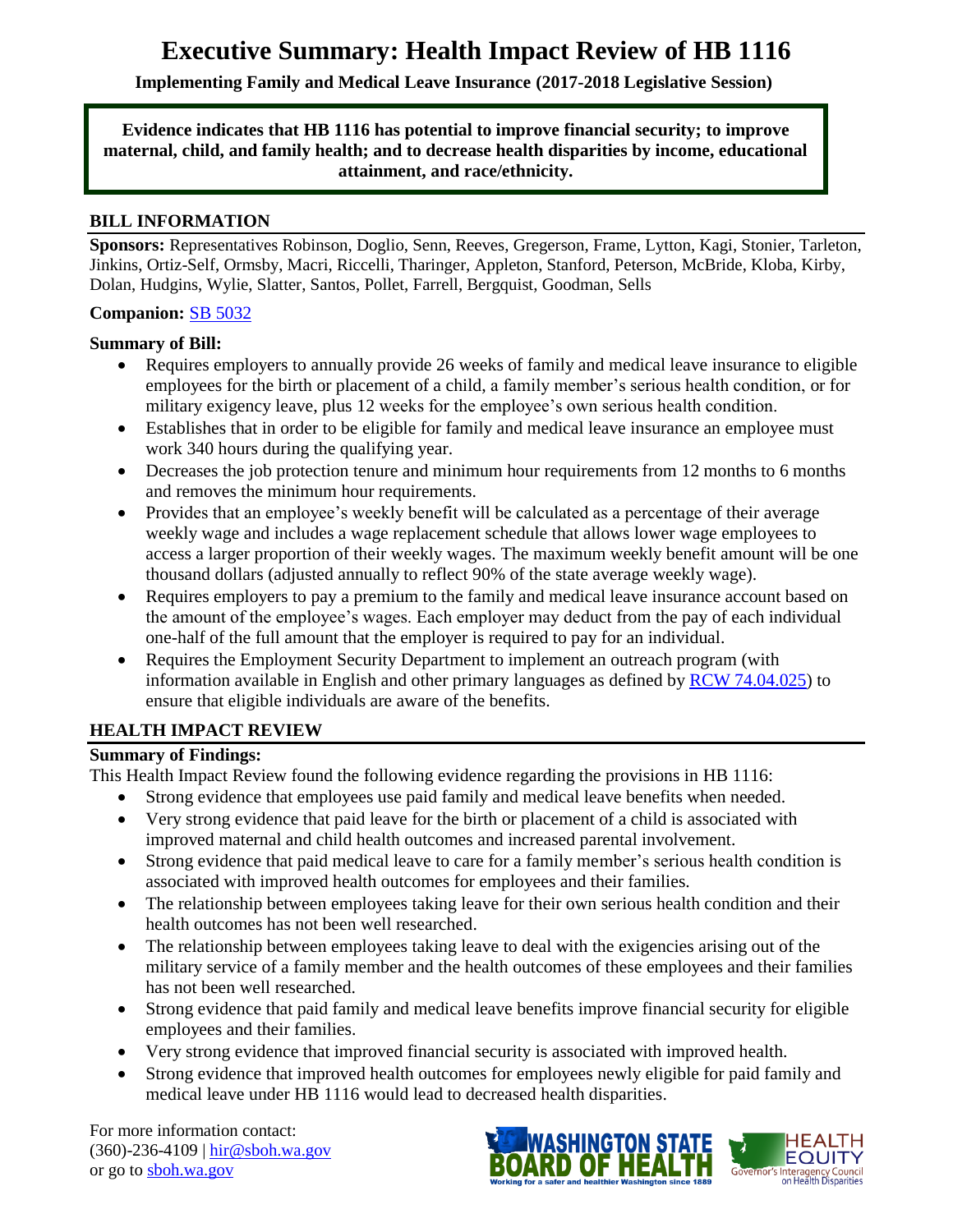# Executive Summary: Health Impact Review of HB 1116

**Implementing Family and Medical Leave Insurance (2017-2018 Legislative Session)**

**Evidence indicates that HB 1116 has potential to improve financial security; to improve maternal, child, and family health; and to decrease health disparities by income, educational attainment, and race/ethnicity.**

## BILL INFORMATION

**Sponsors:** Representatives Robinson, Doglio, Senn, Reeves, Gregerson, Frame, Lytton, Kagi, Stonier, Tarleton, Jinkins, Ortiz-Self, Ormsby, Macri, Riccelli, Tharinger, Appleton, Stanford, Peterson, McBride, Kloba, Kirby, Dolan, Hudgins, Wylie, Slatter, Santos, Pollet, Farrell, Bergquist, Goodman, Sells

**Companion:** SB 5032

**Summary of Bill:**

- Requires employers to annually provide 26 weeks of family and medical leave insurance to eligible employees for the birth or placement of a child, a family member's serious health condition, or for military exigency leave, plus 12 weeks for the employee's own serious health condition.
- Establishes that in order to be eligible for family and medical leave insurance an employee must work 340 hours during the qualifying year.
- Decreases the job protection tenure and minimum hour requirements from 12 months to 6 months and removes the minimum hour requirements.
- Provides that an employee's weekly benefit will be calculated as a percentage of their average weekly wage and includes a wage replacement schedule that allows lower wage employees to access a larger proportion of their weekly wages. The maximum weekly benefit amount will be one thousand dollars (adjusted annually to reflect 90% of the state average weekly wage).
- Requires employers to pay a premium to the family and medical leave insurance account based on the amount of the employee's wages. Each employer may deduct from the pay of each individual one-half of the full amount that the employer is required to pay for an individual.
- Requires the Employment Security Department to implement an outreach program (with information available in English and other primary languages as defined by RCW 74.04.025) to ensure that eligible individuals are aware of the benefits.

## HEALTH IMPACT REVIEW

**Summary of Findings:**

This Health Impact Review found the following evidence regarding the provisions in HB 1116:

- Strong evidence that employees use paid family and medical leave benefits when needed.
- Very strong evidence that paid leave for the birth or placement of a child is associated with improved maternal and child health outcomes and increased parental involvement.
- Strong evidence that paid medical leave to care for a family member's serious health condition is associated with improved health outcomes for employees and their families.
- The relationship between employees taking leave for their own serious health condition and their health outcomes has not been well researched.
- The relationship between employees taking leave to deal with the exigencies arising out of the military service of a family member and the health outcomes of these employees and their families has not been well researched.
- Strong evidence that paid family and medical leave benefits improve financial security for eligible employees and their families.
- Very strong evidence that improved financial security is associated with improved health.
- Strong evidence that improved health outcomes for employees newly eligible for paid family and medical leave under HB 1116 would lead to decreased health disparities.

For more information contact:
(360)-236-4109 | hir@sboh.wa.gov
or go to sboh.wa.gov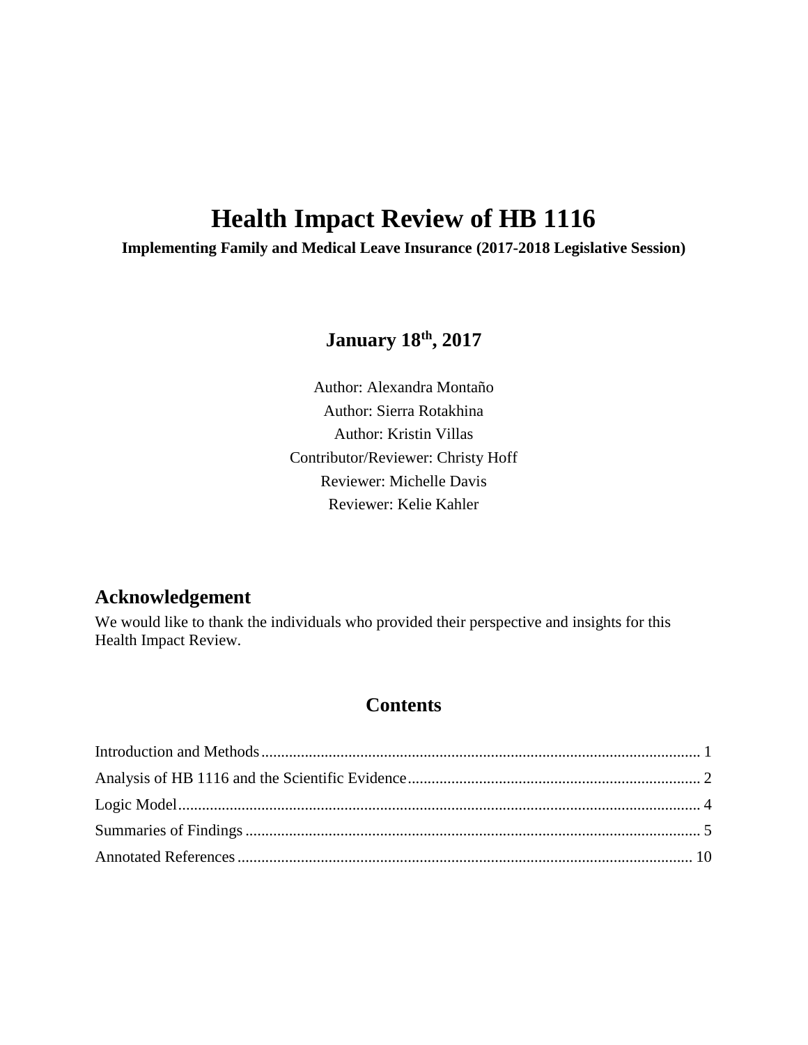# Health Impact Review of HB 1116

**Implementing Family and Medical Leave Insurance (2017-2018 Legislative Session)**

**January 18th, 2017**

Author: Alexandra Montaño

Author: Sierra Rotakhina

Author: Kristin Villas

Contributor/Reviewer: Christy Hoff

Reviewer: Michelle Davis

Reviewer: Kelie Kahler

## Acknowledgement

We would like to thank the individuals who provided their perspective and insights for this Health Impact Review.

## Contents

Introduction and Methods ... 1

Analysis of HB 1116 and the Scientific Evidence ... 2

Logic Model ... 4

Summaries of Findings ... 5

Annotated References ... 10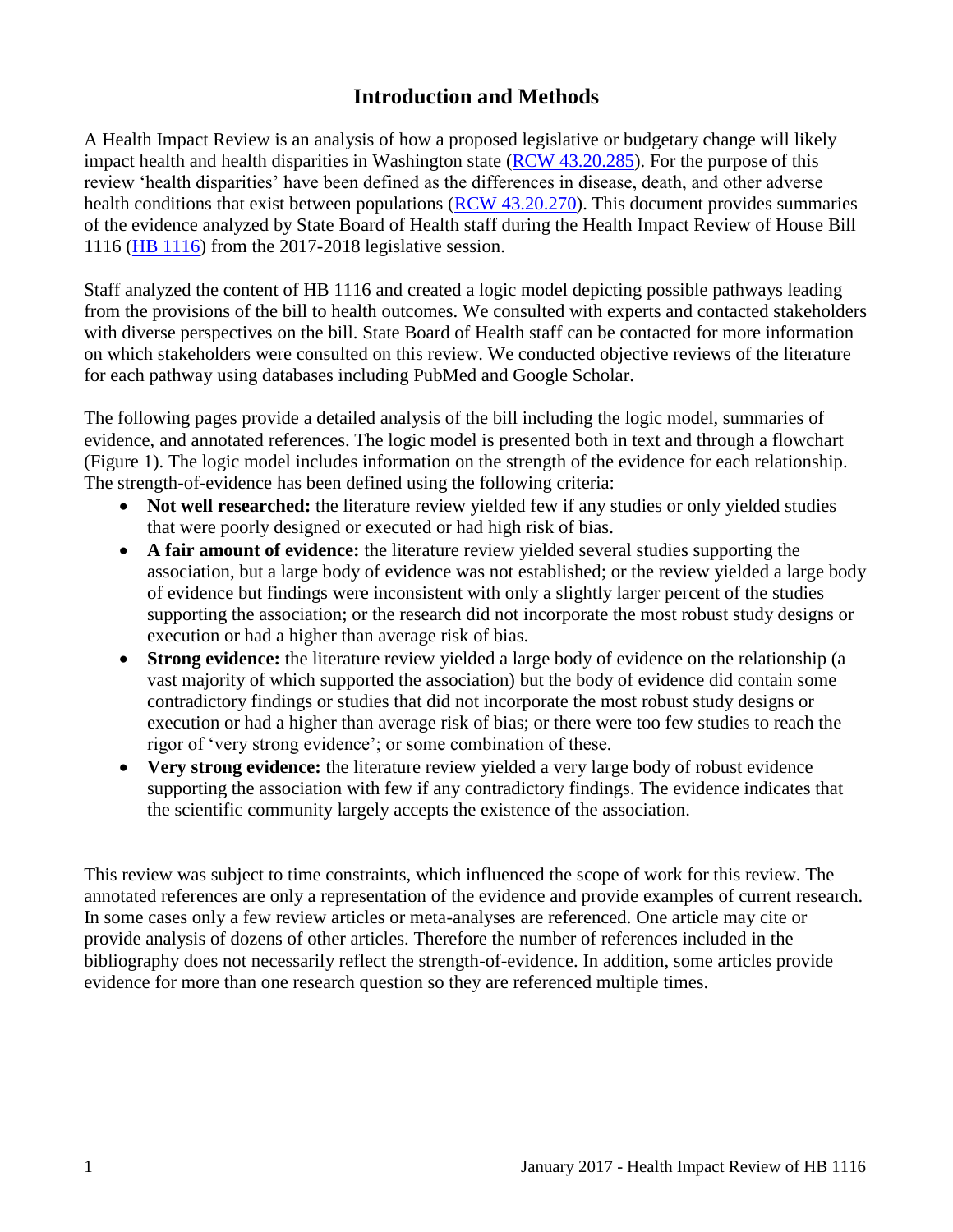# Introduction and Methods

A Health Impact Review is an analysis of how a proposed legislative or budgetary change will likely impact health and health disparities in Washington state ([RCW 43.20.285](RCW 43.20.285)). For the purpose of this review 'health disparities' have been defined as the differences in disease, death, and other adverse health conditions that exist between populations ([RCW 43.20.270](RCW 43.20.270)). This document provides summaries of the evidence analyzed by State Board of Health staff during the Health Impact Review of House Bill 1116 ([HB 1116](HB 1116)) from the 2017-2018 legislative session.

Staff analyzed the content of HB 1116 and created a logic model depicting possible pathways leading from the provisions of the bill to health outcomes. We consulted with experts and contacted stakeholders with diverse perspectives on the bill. State Board of Health staff can be contacted for more information on which stakeholders were consulted on this review. We conducted objective reviews of the literature for each pathway using databases including PubMed and Google Scholar.

The following pages provide a detailed analysis of the bill including the logic model, summaries of evidence, and annotated references. The logic model is presented both in text and through a flowchart (Figure 1). The logic model includes information on the strength of the evidence for each relationship. The strength-of-evidence has been defined using the following criteria:

- **Not well researched:** the literature review yielded few if any studies or only yielded studies that were poorly designed or executed or had high risk of bias.
- **A fair amount of evidence:** the literature review yielded several studies supporting the association, but a large body of evidence was not established; or the review yielded a large body of evidence but findings were inconsistent with only a slightly larger percent of the studies supporting the association; or the research did not incorporate the most robust study designs or execution or had a higher than average risk of bias.
- **Strong evidence:** the literature review yielded a large body of evidence on the relationship (a vast majority of which supported the association) but the body of evidence did contain some contradictory findings or studies that did not incorporate the most robust study designs or execution or had a higher than average risk of bias; or there were too few studies to reach the rigor of 'very strong evidence'; or some combination of these.
- **Very strong evidence:** the literature review yielded a very large body of robust evidence supporting the association with few if any contradictory findings. The evidence indicates that the scientific community largely accepts the existence of the association.

This review was subject to time constraints, which influenced the scope of work for this review. The annotated references are only a representation of the evidence and provide examples of current research. In some cases only a few review articles or meta-analyses are referenced. One article may cite or provide analysis of dozens of other articles. Therefore the number of references included in the bibliography does not necessarily reflect the strength-of-evidence. In addition, some articles provide evidence for more than one research question so they are referenced multiple times.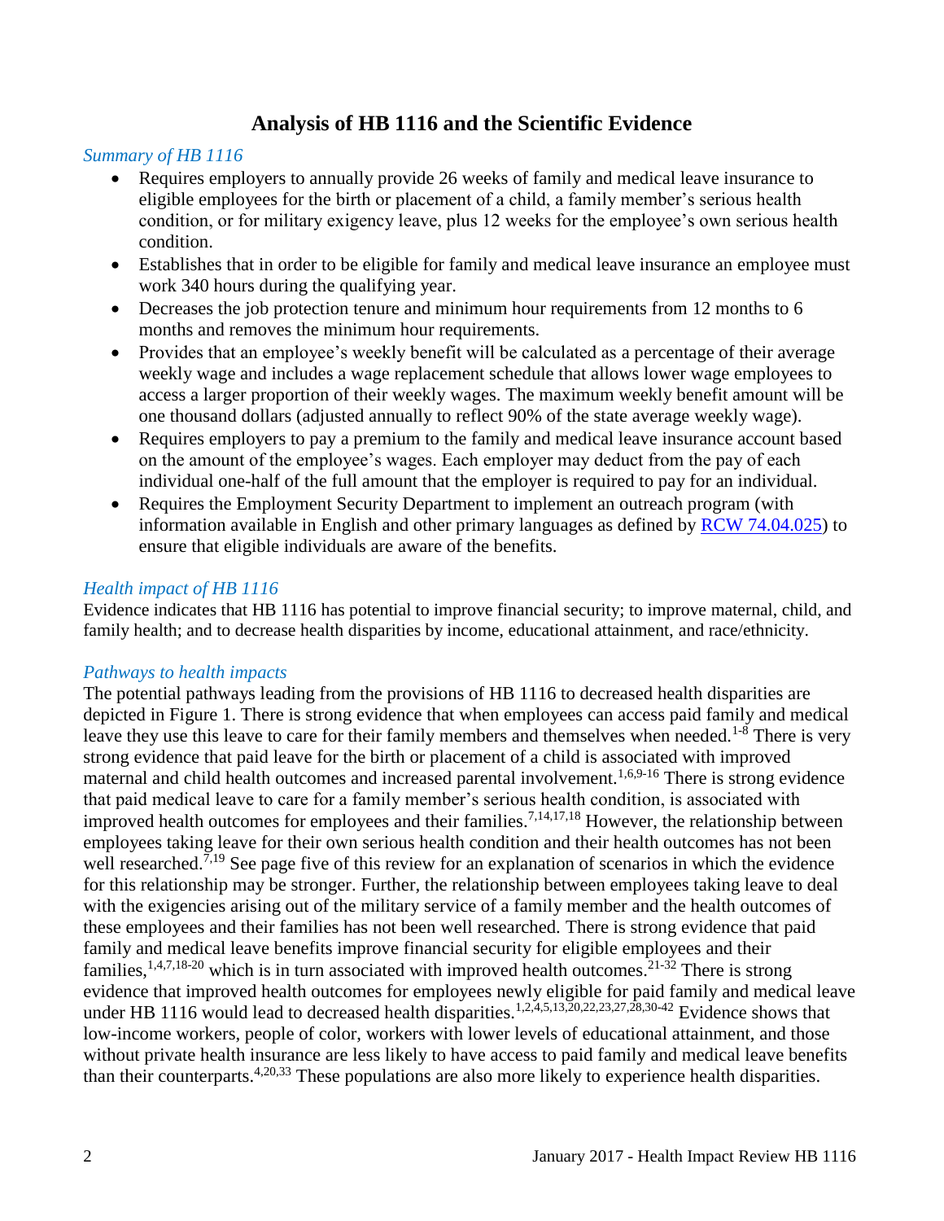# Analysis of HB 1116 and the Scientific Evidence

*Summary of HB 1116*

- Requires employers to annually provide 26 weeks of family and medical leave insurance to eligible employees for the birth or placement of a child, a family member's serious health condition, or for military exigency leave, plus 12 weeks for the employee's own serious health condition.
- Establishes that in order to be eligible for family and medical leave insurance an employee must work 340 hours during the qualifying year.
- Decreases the job protection tenure and minimum hour requirements from 12 months to 6 months and removes the minimum hour requirements.
- Provides that an employee's weekly benefit will be calculated as a percentage of their average weekly wage and includes a wage replacement schedule that allows lower wage employees to access a larger proportion of their weekly wages. The maximum weekly benefit amount will be one thousand dollars (adjusted annually to reflect 90% of the state average weekly wage).
- Requires employers to pay a premium to the family and medical leave insurance account based on the amount of the employee's wages. Each employer may deduct from the pay of each individual one-half of the full amount that the employer is required to pay for an individual.
- Requires the Employment Security Department to implement an outreach program (with information available in English and other primary languages as defined by RCW 74.04.025) to ensure that eligible individuals are aware of the benefits.

*Health impact of HB 1116*

Evidence indicates that HB 1116 has potential to improve financial security; to improve maternal, child, and family health; and to decrease health disparities by income, educational attainment, and race/ethnicity.

*Pathways to health impacts*

The potential pathways leading from the provisions of HB 1116 to decreased health disparities are depicted in Figure 1. There is strong evidence that when employees can access paid family and medical leave they use this leave to care for their family members and themselves when needed.[1-8] There is very strong evidence that paid leave for the birth or placement of a child is associated with improved maternal and child health outcomes and increased parental involvement.[1,6,9-16] There is strong evidence that paid medical leave to care for a family member's serious health condition, is associated with improved health outcomes for employees and their families.[7,14,17,18] However, the relationship between employees taking leave for their own serious health condition and their health outcomes has not been well researched.[7,19] See page five of this review for an explanation of scenarios in which the evidence for this relationship may be stronger. Further, the relationship between employees taking leave to deal with the exigencies arising out of the military service of a family member and the health outcomes of these employees and their families has not been well researched. There is strong evidence that paid family and medical leave benefits improve financial security for eligible employees and their families,[1,4,7,18-20] which is in turn associated with improved health outcomes.[21-32] There is strong evidence that improved health outcomes for employees newly eligible for paid family and medical leave under HB 1116 would lead to decreased health disparities.[1,2,4,5,13,20,22,23,27,28,30-42] Evidence shows that low-income workers, people of color, workers with lower levels of educational attainment, and those without private health insurance are less likely to have access to paid family and medical leave benefits than their counterparts.[4,20,33] These populations are also more likely to experience health disparities.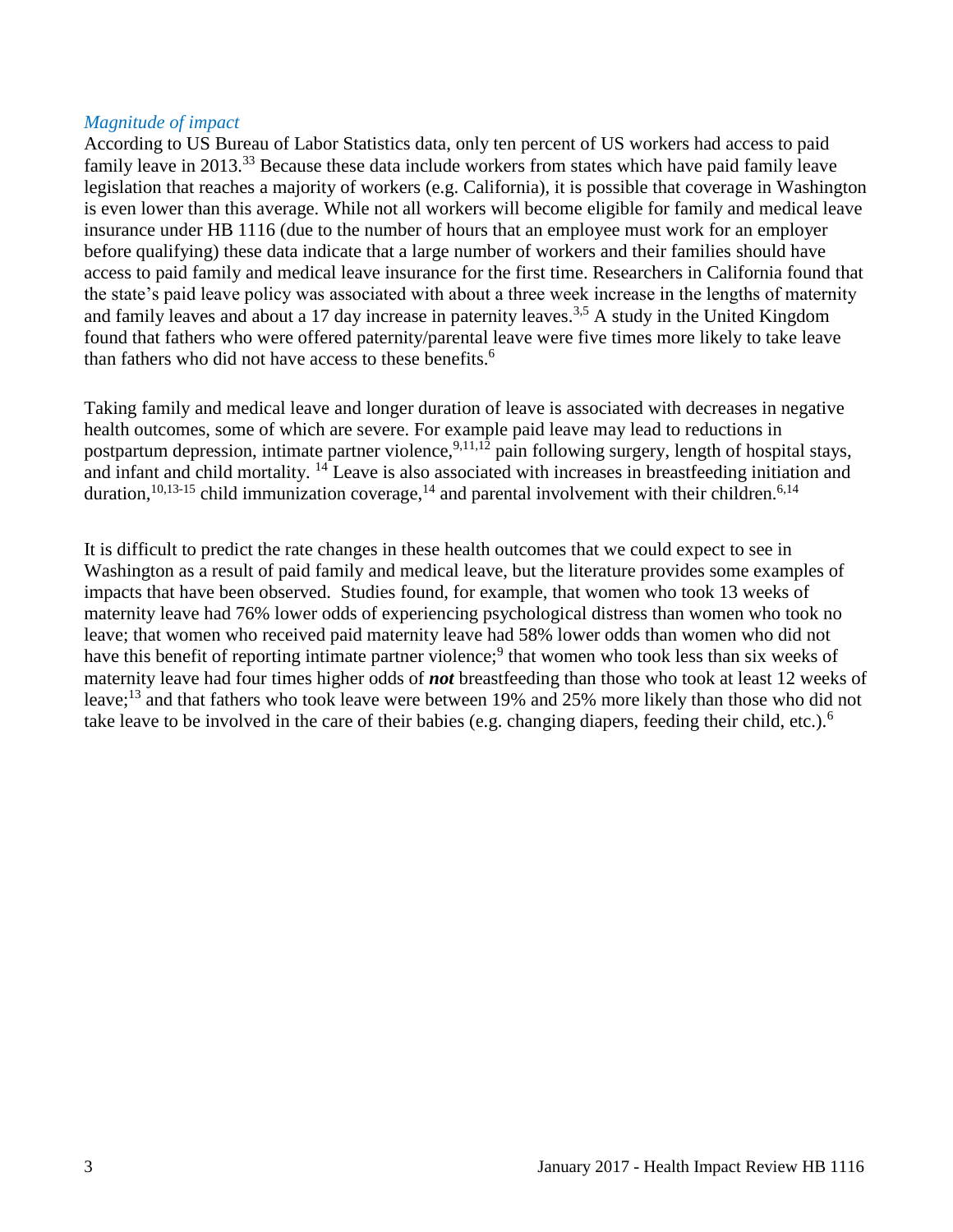*Magnitude of impact*

According to US Bureau of Labor Statistics data, only ten percent of US workers had access to paid family leave in 2013.[33] Because these data include workers from states which have paid family leave legislation that reaches a majority of workers (e.g. California), it is possible that coverage in Washington is even lower than this average. While not all workers will become eligible for family and medical leave insurance under HB 1116 (due to the number of hours that an employee must work for an employer before qualifying) these data indicate that a large number of workers and their families should have access to paid family and medical leave insurance for the first time. Researchers in California found that the state's paid leave policy was associated with about a three week increase in the lengths of maternity and family leaves and about a 17 day increase in paternity leaves.[3,5] A study in the United Kingdom found that fathers who were offered paternity/parental leave were five times more likely to take leave than fathers who did not have access to these benefits.[6]

Taking family and medical leave and longer duration of leave is associated with decreases in negative health outcomes, some of which are severe. For example paid leave may lead to reductions in postpartum depression, intimate partner violence,[9,11,12] pain following surgery, length of hospital stays, and infant and child mortality. [14] Leave is also associated with increases in breastfeeding initiation and duration,[10,13-15] child immunization coverage,[14] and parental involvement with their children.[6,14]

It is difficult to predict the rate changes in these health outcomes that we could expect to see in Washington as a result of paid family and medical leave, but the literature provides some examples of impacts that have been observed. Studies found, for example, that women who took 13 weeks of maternity leave had 76% lower odds of experiencing psychological distress than women who took no leave; that women who received paid maternity leave had 58% lower odds than women who did not have this benefit of reporting intimate partner violence;[9] that women who took less than six weeks of maternity leave had four times higher odds of ***not*** breastfeeding than those who took at least 12 weeks of leave;[13] and that fathers who took leave were between 19% and 25% more likely than those who did not take leave to be involved in the care of their babies (e.g. changing diapers, feeding their child, etc.).[6]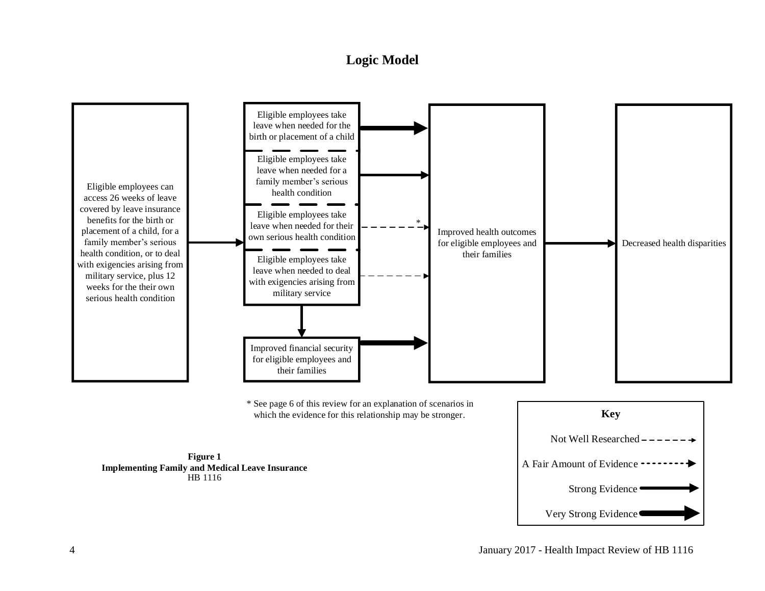# Logic Model

Eligible employees can access 26 weeks of leave covered by leave insurance benefits for the birth or placement of a child, for a family member's serious health condition, or to deal with exigencies arising from military service, plus 12 weeks for the their own serious health condition

Eligible employees take leave when needed for the birth or placement of a child

Eligible employees take leave when needed for a family member's serious health condition

Eligible employees take leave when needed for their own serious health condition

Eligible employees take leave when needed to deal with exigencies arising from military service

Improved financial security for eligible employees and their families

Improved health outcomes for eligible employees and their families

Decreased health disparities

\* See page 6 of this review for an explanation of scenarios in which the evidence for this relationship may be stronger.

**Key**

- Not Well Researched
- A Fair Amount of Evidence
- Strong Evidence
- Very Strong Evidence

**Figure 1**
**Implementing Family and Medical Leave Insurance**
HB 1116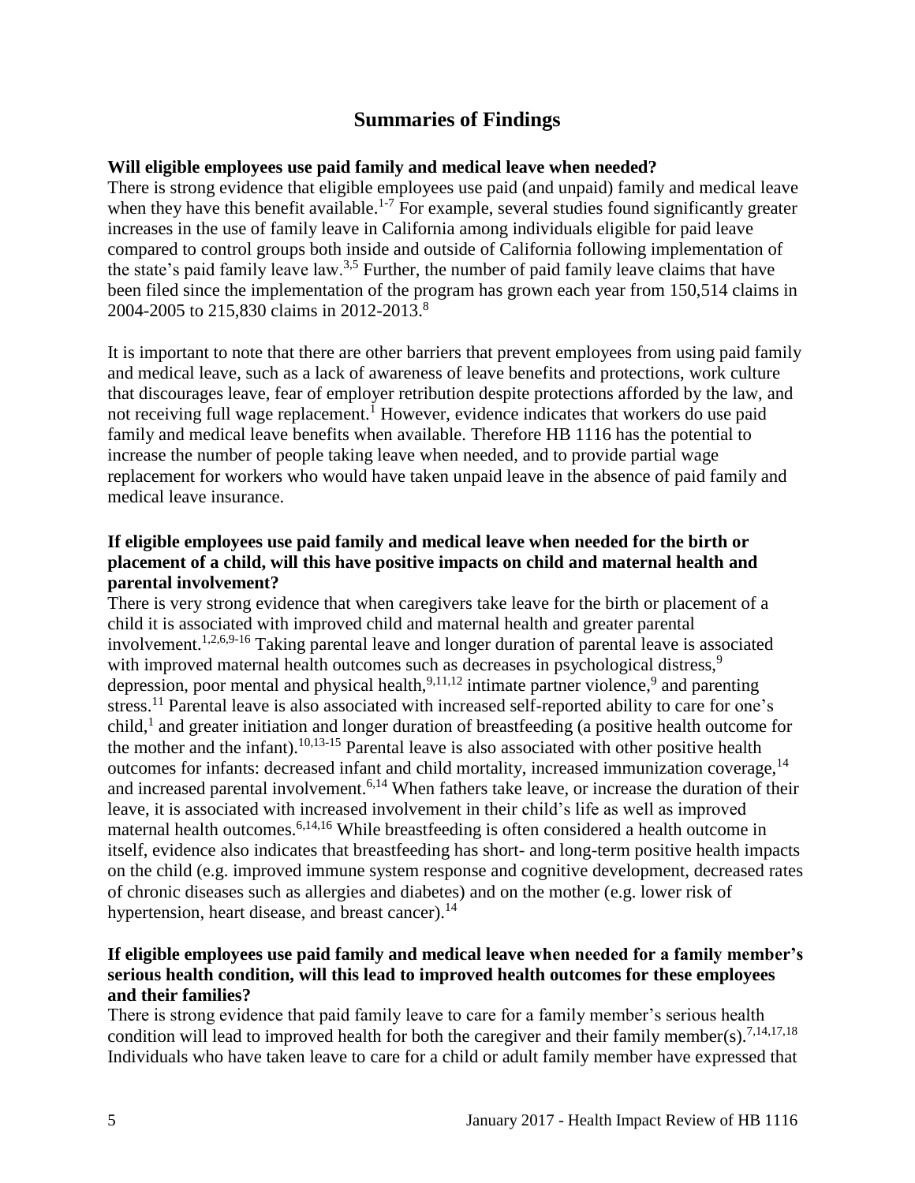## Summaries of Findings

**Will eligible employees use paid family and medical leave when needed?**

There is strong evidence that eligible employees use paid (and unpaid) family and medical leave when they have this benefit available.[1-7] For example, several studies found significantly greater increases in the use of family leave in California among individuals eligible for paid leave compared to control groups both inside and outside of California following implementation of the state's paid family leave law.[3,5] Further, the number of paid family leave claims that have been filed since the implementation of the program has grown each year from 150,514 claims in 2004-2005 to 215,830 claims in 2012-2013.[8]

It is important to note that there are other barriers that prevent employees from using paid family and medical leave, such as a lack of awareness of leave benefits and protections, work culture that discourages leave, fear of employer retribution despite protections afforded by the law, and not receiving full wage replacement.[1] However, evidence indicates that workers do use paid family and medical leave benefits when available. Therefore HB 1116 has the potential to increase the number of people taking leave when needed, and to provide partial wage replacement for workers who would have taken unpaid leave in the absence of paid family and medical leave insurance.

**If eligible employees use paid family and medical leave when needed for the birth or placement of a child, will this have positive impacts on child and maternal health and parental involvement?**

There is very strong evidence that when caregivers take leave for the birth or placement of a child it is associated with improved child and maternal health and greater parental involvement.[1,2,6,9-16] Taking parental leave and longer duration of parental leave is associated with improved maternal health outcomes such as decreases in psychological distress,[9] depression, poor mental and physical health,[9,11,12] intimate partner violence,[9] and parenting stress.[11] Parental leave is also associated with increased self-reported ability to care for one's child,[1] and greater initiation and longer duration of breastfeeding (a positive health outcome for the mother and the infant).[10,13-15] Parental leave is also associated with other positive health outcomes for infants: decreased infant and child mortality, increased immunization coverage,[14] and increased parental involvement.[6,14] When fathers take leave, or increase the duration of their leave, it is associated with increased involvement in their child's life as well as improved maternal health outcomes.[6,14,16] While breastfeeding is often considered a health outcome in itself, evidence also indicates that breastfeeding has short- and long-term positive health impacts on the child (e.g. improved immune system response and cognitive development, decreased rates of chronic diseases such as allergies and diabetes) and on the mother (e.g. lower risk of hypertension, heart disease, and breast cancer).[14]

**If eligible employees use paid family and medical leave when needed for a family member's serious health condition, will this lead to improved health outcomes for these employees and their families?**

There is strong evidence that paid family leave to care for a family member's serious health condition will lead to improved health for both the caregiver and their family member(s).[7,14,17,18] Individuals who have taken leave to care for a child or adult family member have expressed that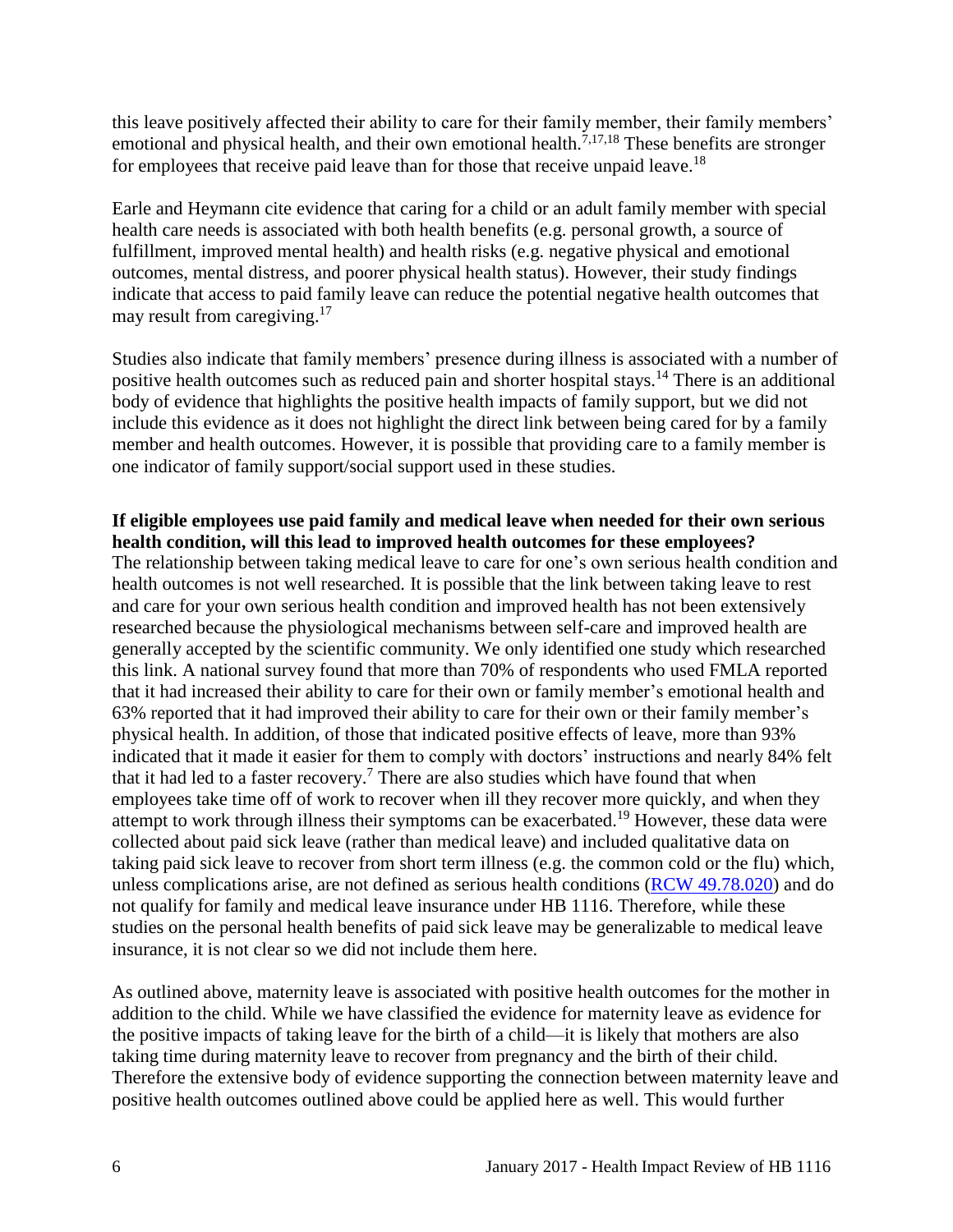this leave positively affected their ability to care for their family member, their family members' emotional and physical health, and their own emotional health.[7,17,18] These benefits are stronger for employees that receive paid leave than for those that receive unpaid leave.[18]

Earle and Heymann cite evidence that caring for a child or an adult family member with special health care needs is associated with both health benefits (e.g. personal growth, a source of fulfillment, improved mental health) and health risks (e.g. negative physical and emotional outcomes, mental distress, and poorer physical health status). However, their study findings indicate that access to paid family leave can reduce the potential negative health outcomes that may result from caregiving.[17]

Studies also indicate that family members' presence during illness is associated with a number of positive health outcomes such as reduced pain and shorter hospital stays.[14] There is an additional body of evidence that highlights the positive health impacts of family support, but we did not include this evidence as it does not highlight the direct link between being cared for by a family member and health outcomes. However, it is possible that providing care to a family member is one indicator of family support/social support used in these studies.

**If eligible employees use paid family and medical leave when needed for their own serious health condition, will this lead to improved health outcomes for these employees?**

The relationship between taking medical leave to care for one's own serious health condition and health outcomes is not well researched. It is possible that the link between taking leave to rest and care for your own serious health condition and improved health has not been extensively researched because the physiological mechanisms between self-care and improved health are generally accepted by the scientific community. We only identified one study which researched this link. A national survey found that more than 70% of respondents who used FMLA reported that it had increased their ability to care for their own or family member's emotional health and 63% reported that it had improved their ability to care for their own or their family member's physical health. In addition, of those that indicated positive effects of leave, more than 93% indicated that it made it easier for them to comply with doctors' instructions and nearly 84% felt that it had led to a faster recovery.[7] There are also studies which have found that when employees take time off of work to recover when ill they recover more quickly, and when they attempt to work through illness their symptoms can be exacerbated.[19] However, these data were collected about paid sick leave (rather than medical leave) and included qualitative data on taking paid sick leave to recover from short term illness (e.g. the common cold or the flu) which, unless complications arise, are not defined as serious health conditions (RCW 49.78.020) and do not qualify for family and medical leave insurance under HB 1116. Therefore, while these studies on the personal health benefits of paid sick leave may be generalizable to medical leave insurance, it is not clear so we did not include them here.

As outlined above, maternity leave is associated with positive health outcomes for the mother in addition to the child. While we have classified the evidence for maternity leave as evidence for the positive impacts of taking leave for the birth of a child—it is likely that mothers are also taking time during maternity leave to recover from pregnancy and the birth of their child. Therefore the extensive body of evidence supporting the connection between maternity leave and positive health outcomes outlined above could be applied here as well. This would further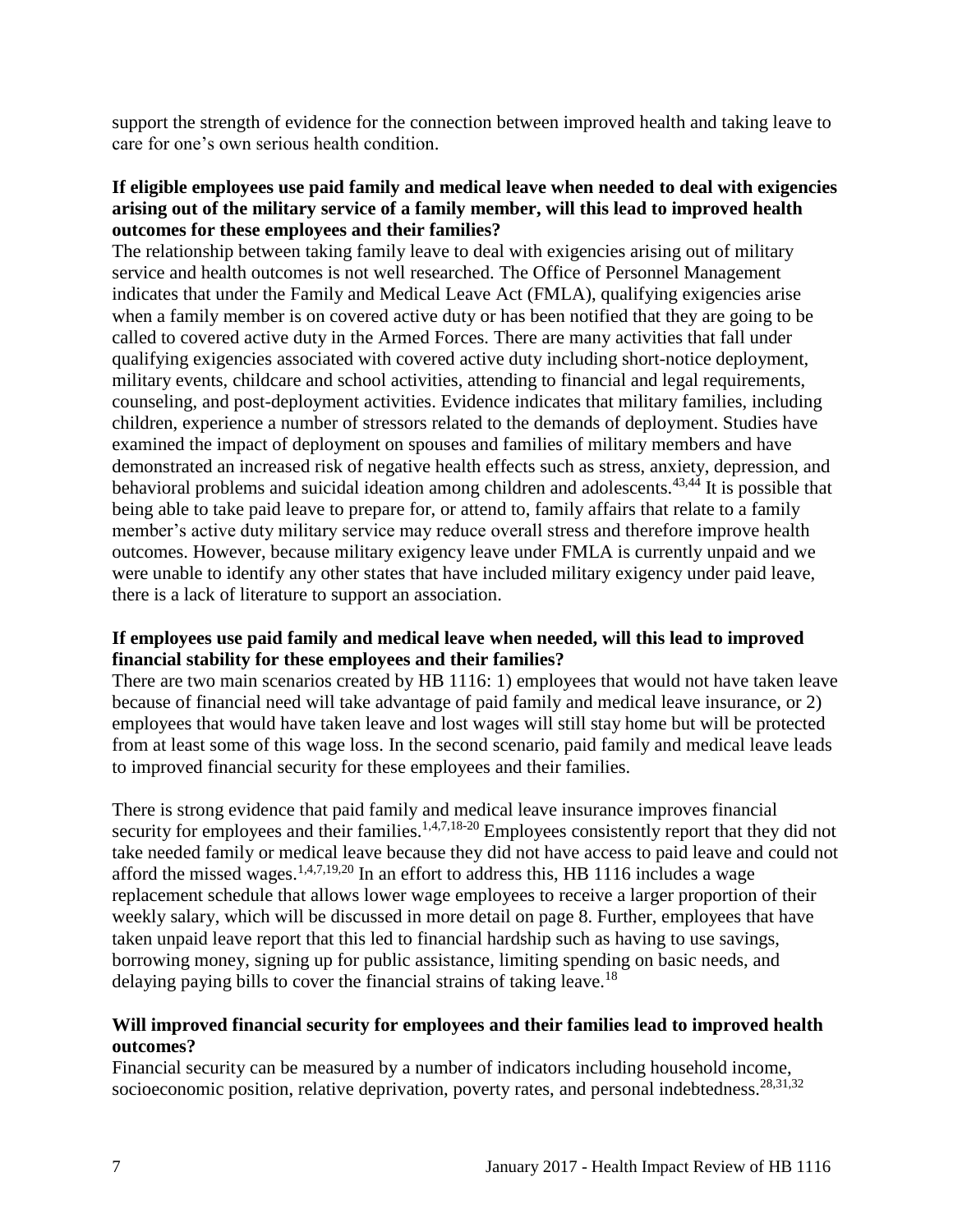support the strength of evidence for the connection between improved health and taking leave to care for one's own serious health condition.

**If eligible employees use paid family and medical leave when needed to deal with exigencies arising out of the military service of a family member, will this lead to improved health outcomes for these employees and their families?**

The relationship between taking family leave to deal with exigencies arising out of military service and health outcomes is not well researched. The Office of Personnel Management indicates that under the Family and Medical Leave Act (FMLA), qualifying exigencies arise when a family member is on covered active duty or has been notified that they are going to be called to covered active duty in the Armed Forces. There are many activities that fall under qualifying exigencies associated with covered active duty including short-notice deployment, military events, childcare and school activities, attending to financial and legal requirements, counseling, and post-deployment activities. Evidence indicates that military families, including children, experience a number of stressors related to the demands of deployment. Studies have examined the impact of deployment on spouses and families of military members and have demonstrated an increased risk of negative health effects such as stress, anxiety, depression, and behavioral problems and suicidal ideation among children and adolescents.[43,44] It is possible that being able to take paid leave to prepare for, or attend to, family affairs that relate to a family member's active duty military service may reduce overall stress and therefore improve health outcomes. However, because military exigency leave under FMLA is currently unpaid and we were unable to identify any other states that have included military exigency under paid leave, there is a lack of literature to support an association.

**If employees use paid family and medical leave when needed, will this lead to improved financial stability for these employees and their families?**

There are two main scenarios created by HB 1116: 1) employees that would not have taken leave because of financial need will take advantage of paid family and medical leave insurance, or 2) employees that would have taken leave and lost wages will still stay home but will be protected from at least some of this wage loss. In the second scenario, paid family and medical leave leads to improved financial security for these employees and their families.

There is strong evidence that paid family and medical leave insurance improves financial security for employees and their families.[1,4,7,18-20] Employees consistently report that they did not take needed family or medical leave because they did not have access to paid leave and could not afford the missed wages.[1,4,7,19,20] In an effort to address this, HB 1116 includes a wage replacement schedule that allows lower wage employees to receive a larger proportion of their weekly salary, which will be discussed in more detail on page 8. Further, employees that have taken unpaid leave report that this led to financial hardship such as having to use savings, borrowing money, signing up for public assistance, limiting spending on basic needs, and delaying paying bills to cover the financial strains of taking leave.[18]

**Will improved financial security for employees and their families lead to improved health outcomes?**

Financial security can be measured by a number of indicators including household income, socioeconomic position, relative deprivation, poverty rates, and personal indebtedness.[28,31,32]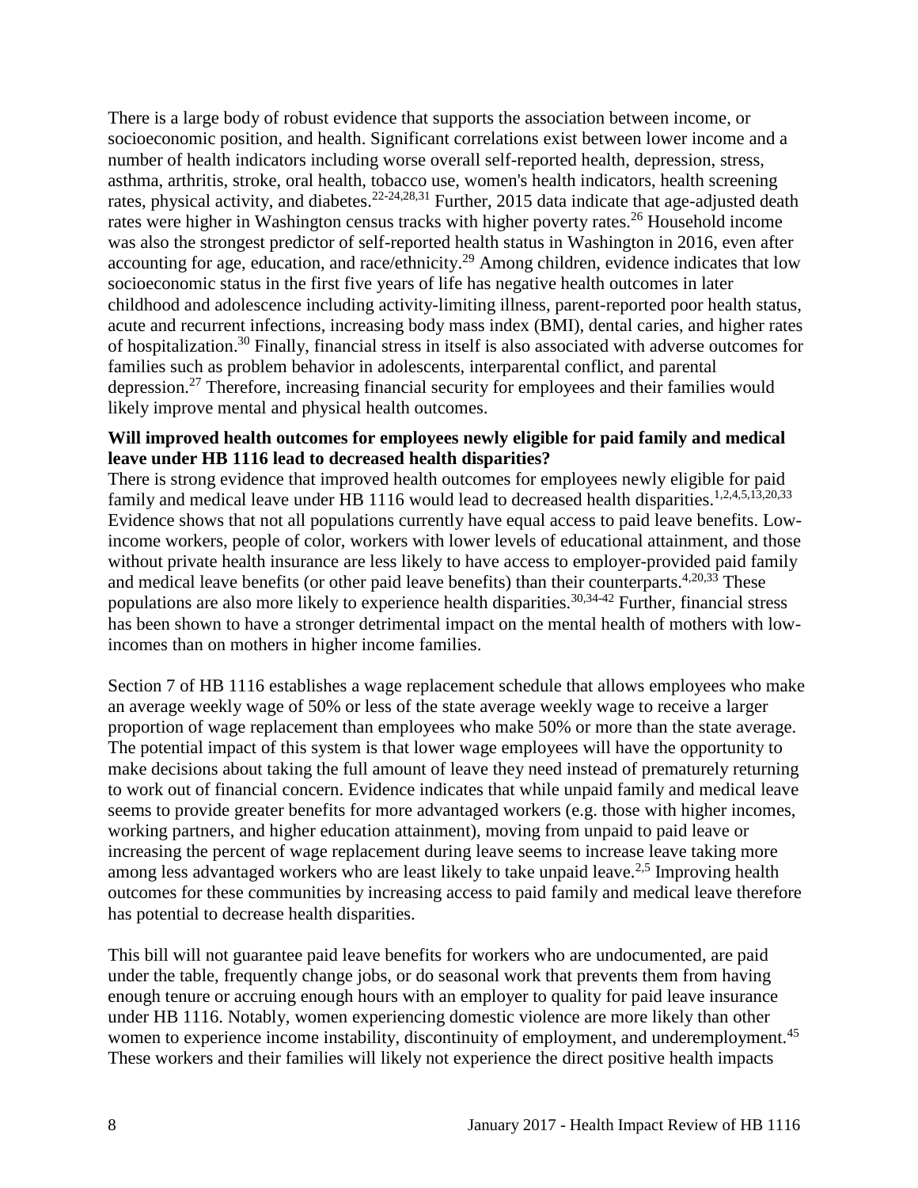There is a large body of robust evidence that supports the association between income, or socioeconomic position, and health. Significant correlations exist between lower income and a number of health indicators including worse overall self-reported health, depression, stress, asthma, arthritis, stroke, oral health, tobacco use, women's health indicators, health screening rates, physical activity, and diabetes.[22-24,28,31] Further, 2015 data indicate that age-adjusted death rates were higher in Washington census tracks with higher poverty rates.[26] Household income was also the strongest predictor of self-reported health status in Washington in 2016, even after accounting for age, education, and race/ethnicity.[29] Among children, evidence indicates that low socioeconomic status in the first five years of life has negative health outcomes in later childhood and adolescence including activity-limiting illness, parent-reported poor health status, acute and recurrent infections, increasing body mass index (BMI), dental caries, and higher rates of hospitalization.[30] Finally, financial stress in itself is also associated with adverse outcomes for families such as problem behavior in adolescents, interparental conflict, and parental depression.[27] Therefore, increasing financial security for employees and their families would likely improve mental and physical health outcomes.

**Will improved health outcomes for employees newly eligible for paid family and medical leave under HB 1116 lead to decreased health disparities?**

There is strong evidence that improved health outcomes for employees newly eligible for paid family and medical leave under HB 1116 would lead to decreased health disparities.[1,2,4,5,13,20,33] Evidence shows that not all populations currently have equal access to paid leave benefits. Low-income workers, people of color, workers with lower levels of educational attainment, and those without private health insurance are less likely to have access to employer-provided paid family and medical leave benefits (or other paid leave benefits) than their counterparts.[4,20,33] These populations are also more likely to experience health disparities.[30,34-42] Further, financial stress has been shown to have a stronger detrimental impact on the mental health of mothers with low-incomes than on mothers in higher income families.

Section 7 of HB 1116 establishes a wage replacement schedule that allows employees who make an average weekly wage of 50% or less of the state average weekly wage to receive a larger proportion of wage replacement than employees who make 50% or more than the state average. The potential impact of this system is that lower wage employees will have the opportunity to make decisions about taking the full amount of leave they need instead of prematurely returning to work out of financial concern. Evidence indicates that while unpaid family and medical leave seems to provide greater benefits for more advantaged workers (e.g. those with higher incomes, working partners, and higher education attainment), moving from unpaid to paid leave or increasing the percent of wage replacement during leave seems to increase leave taking more among less advantaged workers who are least likely to take unpaid leave.[2,5] Improving health outcomes for these communities by increasing access to paid family and medical leave therefore has potential to decrease health disparities.

This bill will not guarantee paid leave benefits for workers who are undocumented, are paid under the table, frequently change jobs, or do seasonal work that prevents them from having enough tenure or accruing enough hours with an employer to quality for paid leave insurance under HB 1116. Notably, women experiencing domestic violence are more likely than other women to experience income instability, discontinuity of employment, and underemployment.[45] These workers and their families will likely not experience the direct positive health impacts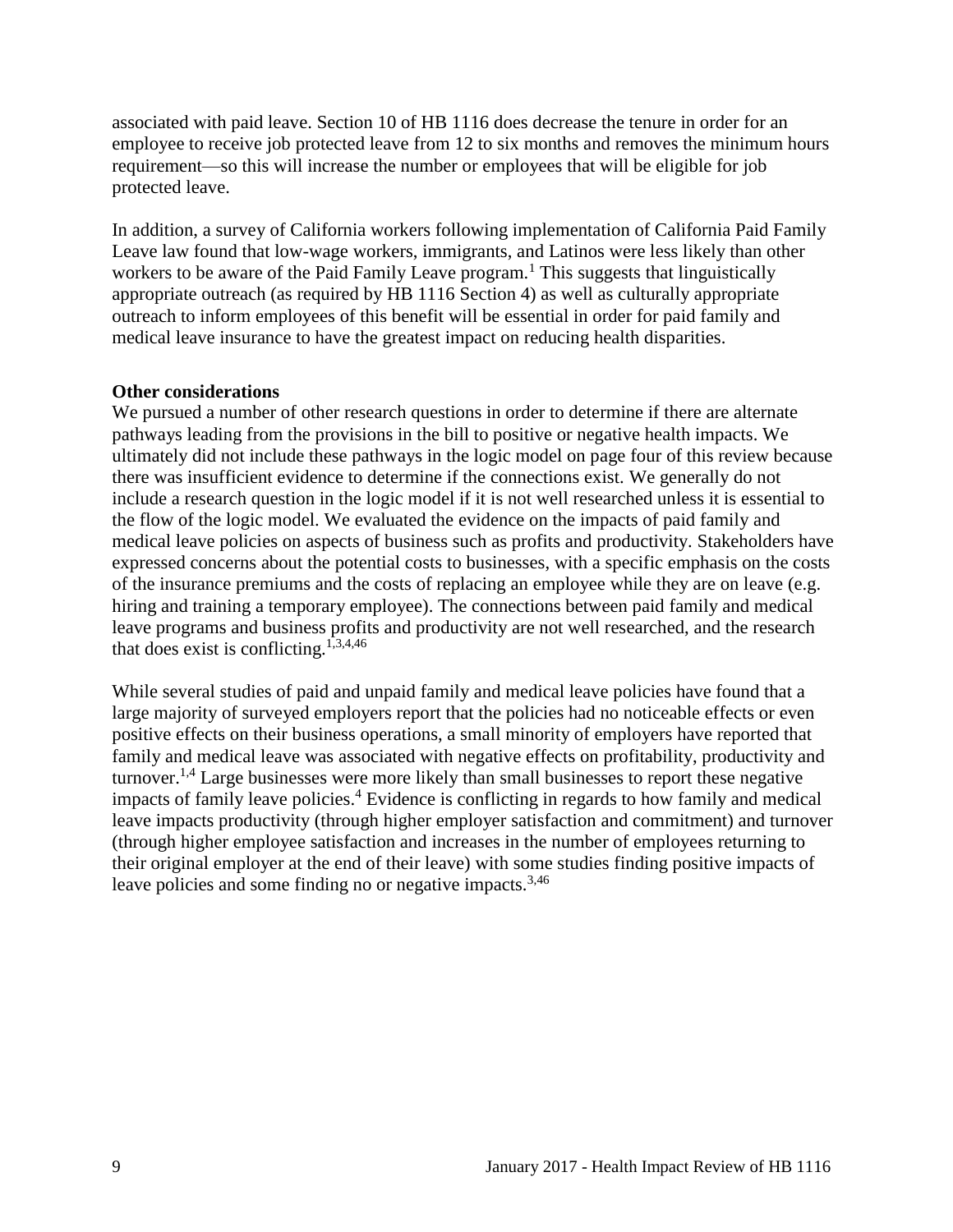associated with paid leave. Section 10 of HB 1116 does decrease the tenure in order for an employee to receive job protected leave from 12 to six months and removes the minimum hours requirement—so this will increase the number or employees that will be eligible for job protected leave.

In addition, a survey of California workers following implementation of California Paid Family Leave law found that low-wage workers, immigrants, and Latinos were less likely than other workers to be aware of the Paid Family Leave program.[1] This suggests that linguistically appropriate outreach (as required by HB 1116 Section 4) as well as culturally appropriate outreach to inform employees of this benefit will be essential in order for paid family and medical leave insurance to have the greatest impact on reducing health disparities.

**Other considerations**

We pursued a number of other research questions in order to determine if there are alternate pathways leading from the provisions in the bill to positive or negative health impacts. We ultimately did not include these pathways in the logic model on page four of this review because there was insufficient evidence to determine if the connections exist. We generally do not include a research question in the logic model if it is not well researched unless it is essential to the flow of the logic model. We evaluated the evidence on the impacts of paid family and medical leave policies on aspects of business such as profits and productivity. Stakeholders have expressed concerns about the potential costs to businesses, with a specific emphasis on the costs of the insurance premiums and the costs of replacing an employee while they are on leave (e.g. hiring and training a temporary employee). The connections between paid family and medical leave programs and business profits and productivity are not well researched, and the research that does exist is conflicting.[1,3,4,46]

While several studies of paid and unpaid family and medical leave policies have found that a large majority of surveyed employers report that the policies had no noticeable effects or even positive effects on their business operations, a small minority of employers have reported that family and medical leave was associated with negative effects on profitability, productivity and turnover.[1,4] Large businesses were more likely than small businesses to report these negative impacts of family leave policies.[4] Evidence is conflicting in regards to how family and medical leave impacts productivity (through higher employer satisfaction and commitment) and turnover (through higher employee satisfaction and increases in the number of employees returning to their original employer at the end of their leave) with some studies finding positive impacts of leave policies and some finding no or negative impacts.[3,46]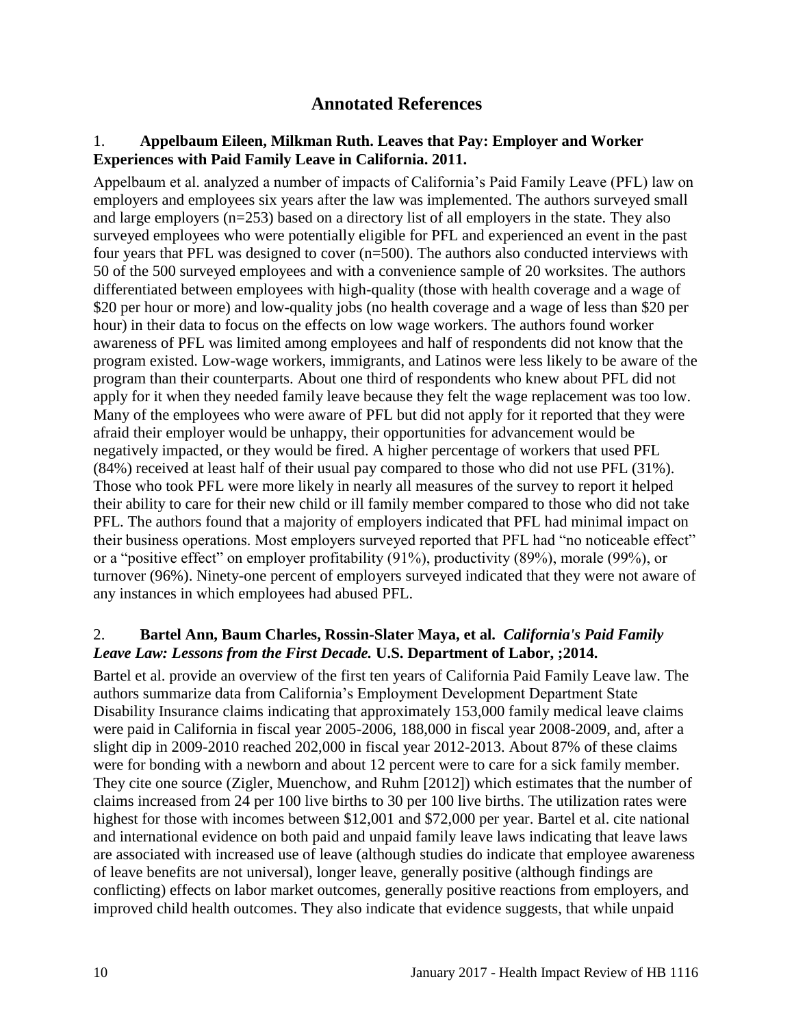## Annotated References

1. **Appelbaum Eileen, Milkman Ruth. Leaves that Pay: Employer and Worker Experiences with Paid Family Leave in California. 2011.**

Appelbaum et al. analyzed a number of impacts of California's Paid Family Leave (PFL) law on employers and employees six years after the law was implemented. The authors surveyed small and large employers (n=253) based on a directory list of all employers in the state. They also surveyed employees who were potentially eligible for PFL and experienced an event in the past four years that PFL was designed to cover (n=500). The authors also conducted interviews with 50 of the 500 surveyed employees and with a convenience sample of 20 worksites. The authors differentiated between employees with high-quality (those with health coverage and a wage of $20 per hour or more) and low-quality jobs (no health coverage and a wage of less than $20 per hour) in their data to focus on the effects on low wage workers. The authors found worker awareness of PFL was limited among employees and half of respondents did not know that the program existed. Low-wage workers, immigrants, and Latinos were less likely to be aware of the program than their counterparts. About one third of respondents who knew about PFL did not apply for it when they needed family leave because they felt the wage replacement was too low. Many of the employees who were aware of PFL but did not apply for it reported that they were afraid their employer would be unhappy, their opportunities for advancement would be negatively impacted, or they would be fired. A higher percentage of workers that used PFL (84%) received at least half of their usual pay compared to those who did not use PFL (31%). Those who took PFL were more likely in nearly all measures of the survey to report it helped their ability to care for their new child or ill family member compared to those who did not take PFL. The authors found that a majority of employers indicated that PFL had minimal impact on their business operations. Most employers surveyed reported that PFL had "no noticeable effect" or a "positive effect" on employer profitability (91%), productivity (89%), morale (99%), or turnover (96%). Ninety-one percent of employers surveyed indicated that they were not aware of any instances in which employees had abused PFL.

2. **Bartel Ann, Baum Charles, Rossin-Slater Maya, et al.** ***California's Paid Family Leave Law: Lessons from the First Decade.*** **U.S. Department of Labor, ;2014.**

Bartel et al. provide an overview of the first ten years of California Paid Family Leave law. The authors summarize data from California's Employment Development Department State Disability Insurance claims indicating that approximately 153,000 family medical leave claims were paid in California in fiscal year 2005-2006, 188,000 in fiscal year 2008-2009, and, after a slight dip in 2009-2010 reached 202,000 in fiscal year 2012-2013. About 87% of these claims were for bonding with a newborn and about 12 percent were to care for a sick family member. They cite one source (Zigler, Muenchow, and Ruhm [2012]) which estimates that the number of claims increased from 24 per 100 live births to 30 per 100 live births. The utilization rates were highest for those with incomes between $12,001 and $72,000 per year. Bartel et al. cite national and international evidence on both paid and unpaid family leave laws indicating that leave laws are associated with increased use of leave (although studies do indicate that employee awareness of leave benefits are not universal), longer leave, generally positive (although findings are conflicting) effects on labor market outcomes, generally positive reactions from employers, and improved child health outcomes. They also indicate that evidence suggests, that while unpaid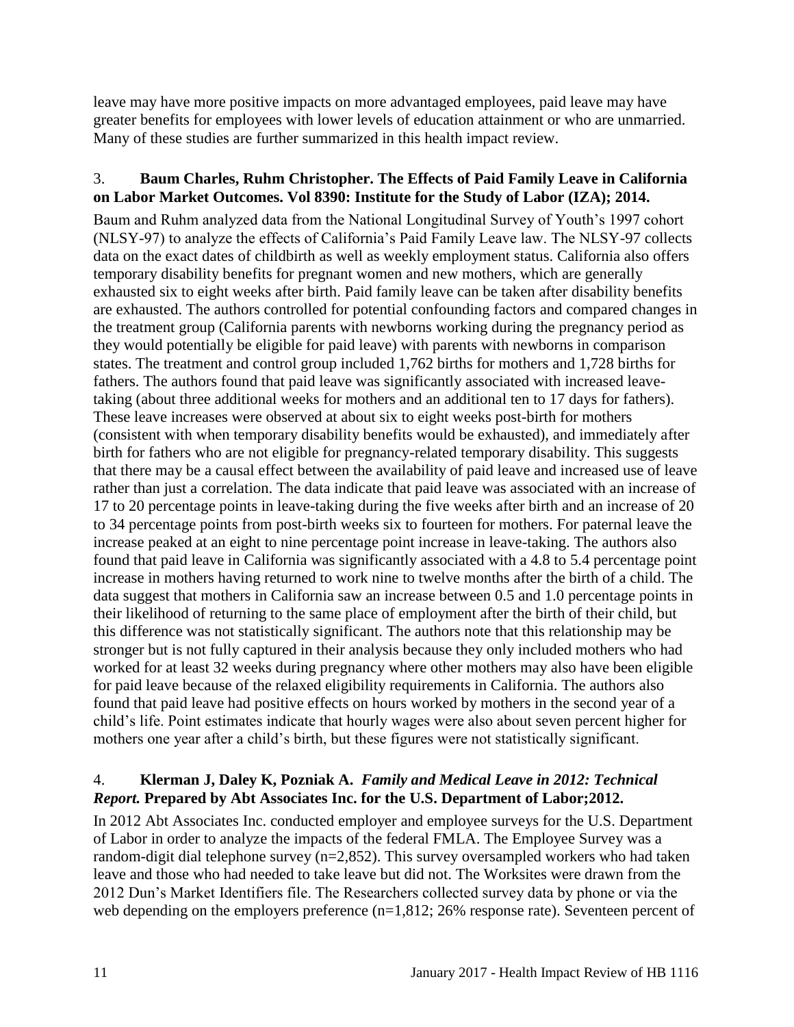leave may have more positive impacts on more advantaged employees, paid leave may have greater benefits for employees with lower levels of education attainment or who are unmarried. Many of these studies are further summarized in this health impact review.

3. **Baum Charles, Ruhm Christopher. The Effects of Paid Family Leave in California on Labor Market Outcomes. Vol 8390: Institute for the Study of Labor (IZA); 2014.**

Baum and Ruhm analyzed data from the National Longitudinal Survey of Youth's 1997 cohort (NLSY-97) to analyze the effects of California's Paid Family Leave law. The NLSY-97 collects data on the exact dates of childbirth as well as weekly employment status. California also offers temporary disability benefits for pregnant women and new mothers, which are generally exhausted six to eight weeks after birth. Paid family leave can be taken after disability benefits are exhausted. The authors controlled for potential confounding factors and compared changes in the treatment group (California parents with newborns working during the pregnancy period as they would potentially be eligible for paid leave) with parents with newborns in comparison states. The treatment and control group included 1,762 births for mothers and 1,728 births for fathers. The authors found that paid leave was significantly associated with increased leave-taking (about three additional weeks for mothers and an additional ten to 17 days for fathers). These leave increases were observed at about six to eight weeks post-birth for mothers (consistent with when temporary disability benefits would be exhausted), and immediately after birth for fathers who are not eligible for pregnancy-related temporary disability. This suggests that there may be a causal effect between the availability of paid leave and increased use of leave rather than just a correlation. The data indicate that paid leave was associated with an increase of 17 to 20 percentage points in leave-taking during the five weeks after birth and an increase of 20 to 34 percentage points from post-birth weeks six to fourteen for mothers. For paternal leave the increase peaked at an eight to nine percentage point increase in leave-taking. The authors also found that paid leave in California was significantly associated with a 4.8 to 5.4 percentage point increase in mothers having returned to work nine to twelve months after the birth of a child. The data suggest that mothers in California saw an increase between 0.5 and 1.0 percentage points in their likelihood of returning to the same place of employment after the birth of their child, but this difference was not statistically significant. The authors note that this relationship may be stronger but is not fully captured in their analysis because they only included mothers who had worked for at least 32 weeks during pregnancy where other mothers may also have been eligible for paid leave because of the relaxed eligibility requirements in California. The authors also found that paid leave had positive effects on hours worked by mothers in the second year of a child's life. Point estimates indicate that hourly wages were also about seven percent higher for mothers one year after a child's birth, but these figures were not statistically significant.

4. **Klerman J, Daley K, Pozniak A.** ***Family and Medical Leave in 2012: Technical Report.*** **Prepared by Abt Associates Inc. for the U.S. Department of Labor;2012.**

In 2012 Abt Associates Inc. conducted employer and employee surveys for the U.S. Department of Labor in order to analyze the impacts of the federal FMLA. The Employee Survey was a random-digit dial telephone survey (n=2,852). This survey oversampled workers who had taken leave and those who had needed to take leave but did not. The Worksites were drawn from the 2012 Dun's Market Identifiers file. The Researchers collected survey data by phone or via the web depending on the employers preference (n=1,812; 26% response rate). Seventeen percent of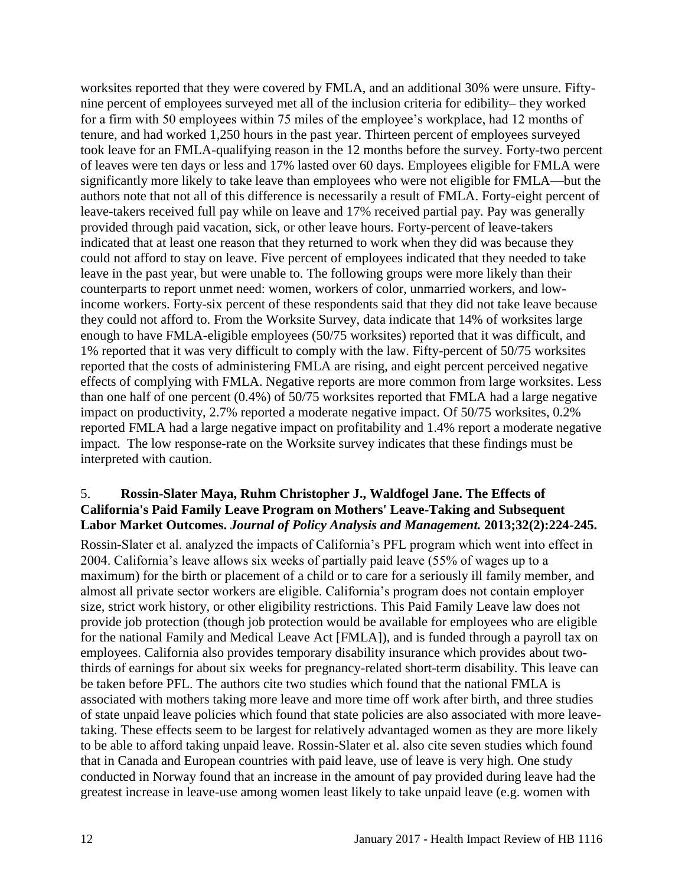worksites reported that they were covered by FMLA, and an additional 30% were unsure. Fifty-nine percent of employees surveyed met all of the inclusion criteria for edibility– they worked for a firm with 50 employees within 75 miles of the employee's workplace, had 12 months of tenure, and had worked 1,250 hours in the past year. Thirteen percent of employees surveyed took leave for an FMLA-qualifying reason in the 12 months before the survey. Forty-two percent of leaves were ten days or less and 17% lasted over 60 days. Employees eligible for FMLA were significantly more likely to take leave than employees who were not eligible for FMLA—but the authors note that not all of this difference is necessarily a result of FMLA. Forty-eight percent of leave-takers received full pay while on leave and 17% received partial pay. Pay was generally provided through paid vacation, sick, or other leave hours. Forty-percent of leave-takers indicated that at least one reason that they returned to work when they did was because they could not afford to stay on leave. Five percent of employees indicated that they needed to take leave in the past year, but were unable to. The following groups were more likely than their counterparts to report unmet need: women, workers of color, unmarried workers, and low-income workers. Forty-six percent of these respondents said that they did not take leave because they could not afford to. From the Worksite Survey, data indicate that 14% of worksites large enough to have FMLA-eligible employees (50/75 worksites) reported that it was difficult, and 1% reported that it was very difficult to comply with the law. Fifty-percent of 50/75 worksites reported that the costs of administering FMLA are rising, and eight percent perceived negative effects of complying with FMLA. Negative reports are more common from large worksites. Less than one half of one percent (0.4%) of 50/75 worksites reported that FMLA had a large negative impact on productivity, 2.7% reported a moderate negative impact. Of 50/75 worksites, 0.2% reported FMLA had a large negative impact on profitability and 1.4% report a moderate negative impact. The low response-rate on the Worksite survey indicates that these findings must be interpreted with caution.

5. **Rossin-Slater Maya, Ruhm Christopher J., Waldfogel Jane. The Effects of California's Paid Family Leave Program on Mothers' Leave-Taking and Subsequent Labor Market Outcomes.** ***Journal of Policy Analysis and Management.*** **2013;32(2):224-245.**

Rossin-Slater et al. analyzed the impacts of California's PFL program which went into effect in 2004. California's leave allows six weeks of partially paid leave (55% of wages up to a maximum) for the birth or placement of a child or to care for a seriously ill family member, and almost all private sector workers are eligible. California's program does not contain employer size, strict work history, or other eligibility restrictions. This Paid Family Leave law does not provide job protection (though job protection would be available for employees who are eligible for the national Family and Medical Leave Act [FMLA]), and is funded through a payroll tax on employees. California also provides temporary disability insurance which provides about two-thirds of earnings for about six weeks for pregnancy-related short-term disability. This leave can be taken before PFL. The authors cite two studies which found that the national FMLA is associated with mothers taking more leave and more time off work after birth, and three studies of state unpaid leave policies which found that state policies are also associated with more leave-taking. These effects seem to be largest for relatively advantaged women as they are more likely to be able to afford taking unpaid leave. Rossin-Slater et al. also cite seven studies which found that in Canada and European countries with paid leave, use of leave is very high. One study conducted in Norway found that an increase in the amount of pay provided during leave had the greatest increase in leave-use among women least likely to take unpaid leave (e.g. women with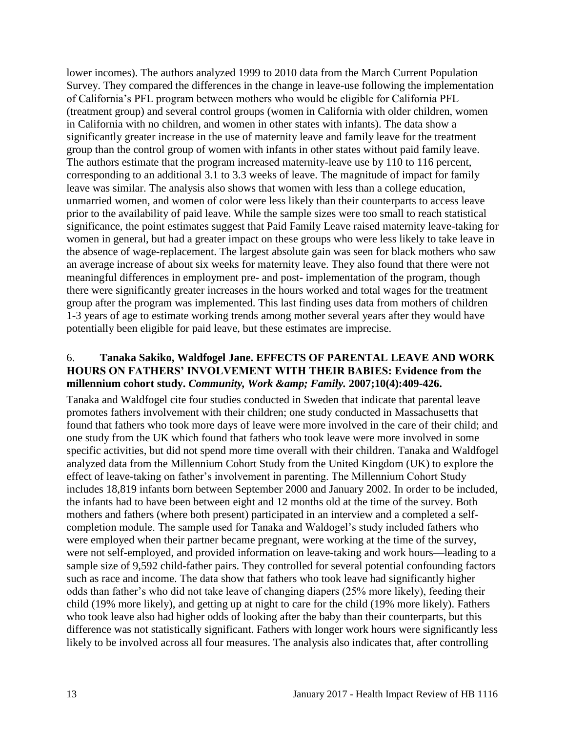lower incomes). The authors analyzed 1999 to 2010 data from the March Current Population Survey. They compared the differences in the change in leave-use following the implementation of California's PFL program between mothers who would be eligible for California PFL (treatment group) and several control groups (women in California with older children, women in California with no children, and women in other states with infants). The data show a significantly greater increase in the use of maternity leave and family leave for the treatment group than the control group of women with infants in other states without paid family leave. The authors estimate that the program increased maternity-leave use by 110 to 116 percent, corresponding to an additional 3.1 to 3.3 weeks of leave. The magnitude of impact for family leave was similar. The analysis also shows that women with less than a college education, unmarried women, and women of color were less likely than their counterparts to access leave prior to the availability of paid leave. While the sample sizes were too small to reach statistical significance, the point estimates suggest that Paid Family Leave raised maternity leave-taking for women in general, but had a greater impact on these groups who were less likely to take leave in the absence of wage-replacement. The largest absolute gain was seen for black mothers who saw an average increase of about six weeks for maternity leave. They also found that there were not meaningful differences in employment pre- and post- implementation of the program, though there were significantly greater increases in the hours worked and total wages for the treatment group after the program was implemented. This last finding uses data from mothers of children 1-3 years of age to estimate working trends among mother several years after they would have potentially been eligible for paid leave, but these estimates are imprecise.

6. **Tanaka Sakiko, Waldfogel Jane. EFFECTS OF PARENTAL LEAVE AND WORK HOURS ON FATHERS' INVOLVEMENT WITH THEIR BABIES: Evidence from the millennium cohort study. *Community, Work &amp; Family.* 2007;10(4):409-426.**

Tanaka and Waldfogel cite four studies conducted in Sweden that indicate that parental leave promotes fathers involvement with their children; one study conducted in Massachusetts that found that fathers who took more days of leave were more involved in the care of their child; and one study from the UK which found that fathers who took leave were more involved in some specific activities, but did not spend more time overall with their children. Tanaka and Waldfogel analyzed data from the Millennium Cohort Study from the United Kingdom (UK) to explore the effect of leave-taking on father's involvement in parenting. The Millennium Cohort Study includes 18,819 infants born between September 2000 and January 2002. In order to be included, the infants had to have been between eight and 12 months old at the time of the survey. Both mothers and fathers (where both present) participated in an interview and a completed a self-completion module. The sample used for Tanaka and Waldogel's study included fathers who were employed when their partner became pregnant, were working at the time of the survey, were not self-employed, and provided information on leave-taking and work hours—leading to a sample size of 9,592 child-father pairs. They controlled for several potential confounding factors such as race and income. The data show that fathers who took leave had significantly higher odds than father's who did not take leave of changing diapers (25% more likely), feeding their child (19% more likely), and getting up at night to care for the child (19% more likely). Fathers who took leave also had higher odds of looking after the baby than their counterparts, but this difference was not statistically significant. Fathers with longer work hours were significantly less likely to be involved across all four measures. The analysis also indicates that, after controlling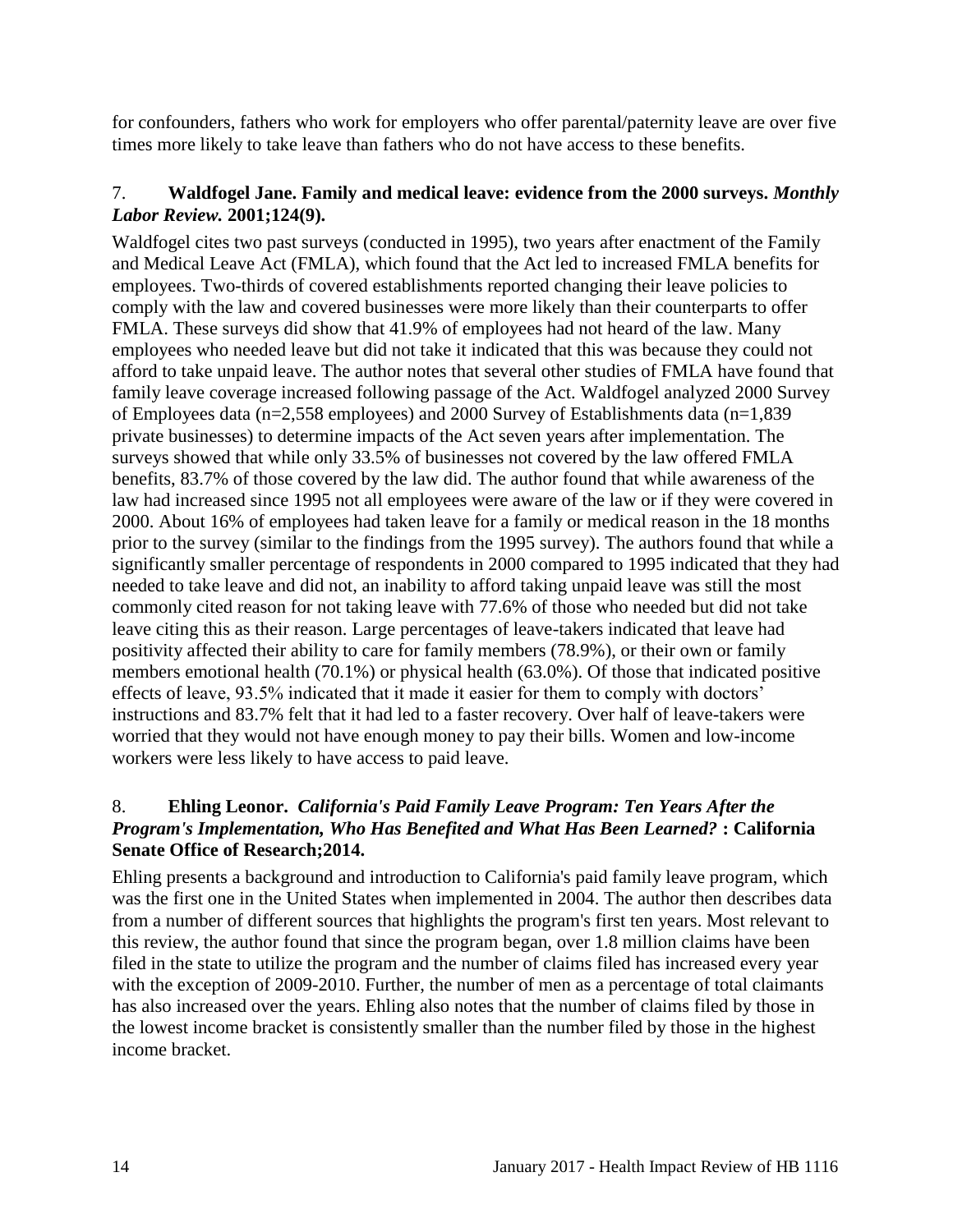for confounders, fathers who work for employers who offer parental/paternity leave are over five times more likely to take leave than fathers who do not have access to these benefits.

7. **Waldfogel Jane. Family and medical leave: evidence from the 2000 surveys.** ***Monthly Labor Review.*** **2001;124(9).**

Waldfogel cites two past surveys (conducted in 1995), two years after enactment of the Family and Medical Leave Act (FMLA), which found that the Act led to increased FMLA benefits for employees. Two-thirds of covered establishments reported changing their leave policies to comply with the law and covered businesses were more likely than their counterparts to offer FMLA. These surveys did show that 41.9% of employees had not heard of the law. Many employees who needed leave but did not take it indicated that this was because they could not afford to take unpaid leave. The author notes that several other studies of FMLA have found that family leave coverage increased following passage of the Act. Waldfogel analyzed 2000 Survey of Employees data (n=2,558 employees) and 2000 Survey of Establishments data (n=1,839 private businesses) to determine impacts of the Act seven years after implementation. The surveys showed that while only 33.5% of businesses not covered by the law offered FMLA benefits, 83.7% of those covered by the law did. The author found that while awareness of the law had increased since 1995 not all employees were aware of the law or if they were covered in 2000. About 16% of employees had taken leave for a family or medical reason in the 18 months prior to the survey (similar to the findings from the 1995 survey). The authors found that while a significantly smaller percentage of respondents in 2000 compared to 1995 indicated that they had needed to take leave and did not, an inability to afford taking unpaid leave was still the most commonly cited reason for not taking leave with 77.6% of those who needed but did not take leave citing this as their reason. Large percentages of leave-takers indicated that leave had positivity affected their ability to care for family members (78.9%), or their own or family members emotional health (70.1%) or physical health (63.0%). Of those that indicated positive effects of leave, 93.5% indicated that it made it easier for them to comply with doctors' instructions and 83.7% felt that it had led to a faster recovery. Over half of leave-takers were worried that they would not have enough money to pay their bills. Women and low-income workers were less likely to have access to paid leave.

8. **Ehling Leonor.** ***California's Paid Family Leave Program: Ten Years After the Program's Implementation, Who Has Benefited and What Has Been Learned?*** **: California Senate Office of Research;2014.**

Ehling presents a background and introduction to California's paid family leave program, which was the first one in the United States when implemented in 2004. The author then describes data from a number of different sources that highlights the program's first ten years. Most relevant to this review, the author found that since the program began, over 1.8 million claims have been filed in the state to utilize the program and the number of claims filed has increased every year with the exception of 2009-2010. Further, the number of men as a percentage of total claimants has also increased over the years. Ehling also notes that the number of claims filed by those in the lowest income bracket is consistently smaller than the number filed by those in the highest income bracket.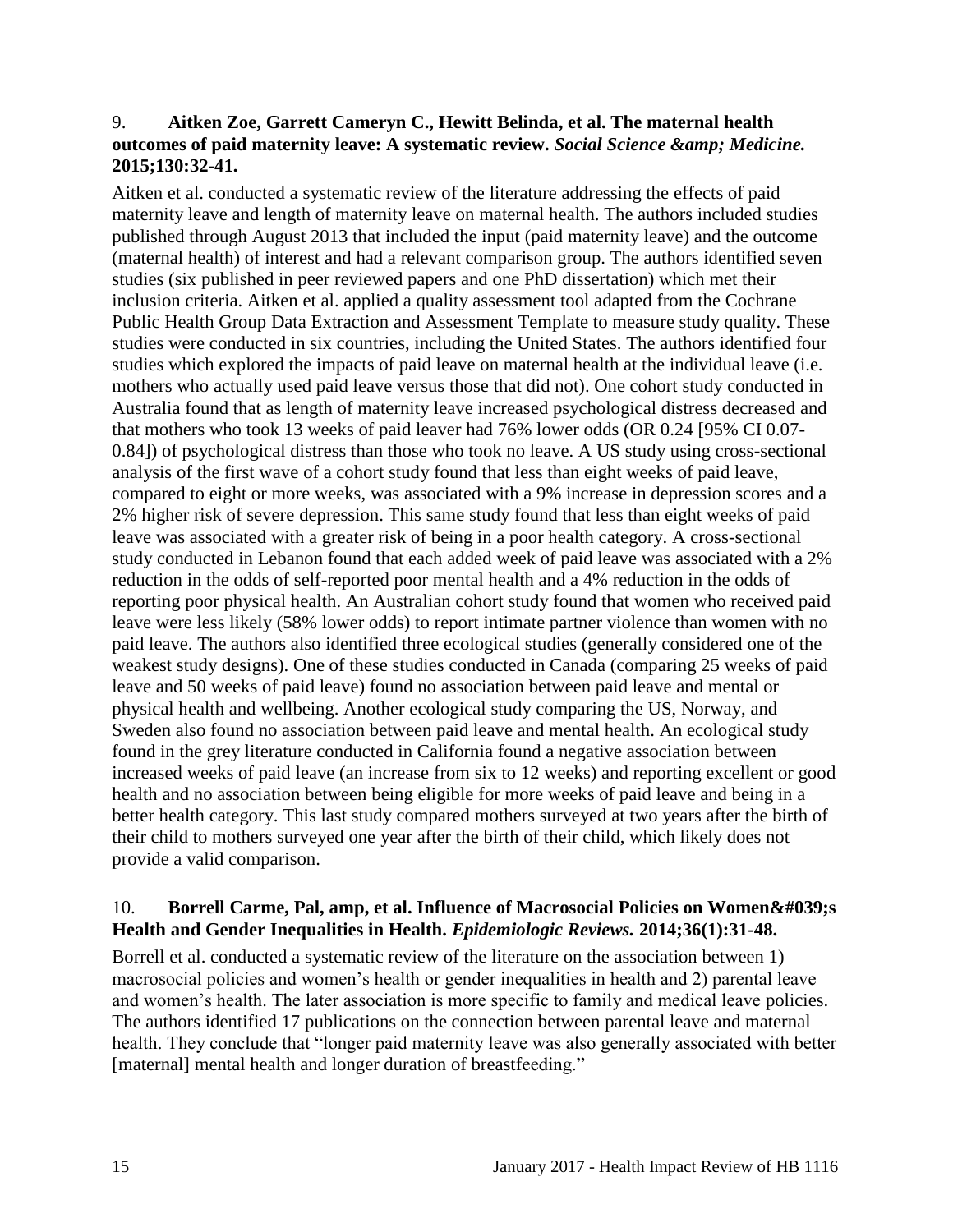9. **Aitken Zoe, Garrett Cameryn C., Hewitt Belinda, et al. The maternal health outcomes of paid maternity leave: A systematic review.** ***Social Science &amp; Medicine.*** **2015;130:32-41.**

Aitken et al. conducted a systematic review of the literature addressing the effects of paid maternity leave and length of maternity leave on maternal health. The authors included studies published through August 2013 that included the input (paid maternity leave) and the outcome (maternal health) of interest and had a relevant comparison group. The authors identified seven studies (six published in peer reviewed papers and one PhD dissertation) which met their inclusion criteria. Aitken et al. applied a quality assessment tool adapted from the Cochrane Public Health Group Data Extraction and Assessment Template to measure study quality. These studies were conducted in six countries, including the United States. The authors identified four studies which explored the impacts of paid leave on maternal health at the individual leave (i.e. mothers who actually used paid leave versus those that did not). One cohort study conducted in Australia found that as length of maternity leave increased psychological distress decreased and that mothers who took 13 weeks of paid leaver had 76% lower odds (OR 0.24 [95% CI 0.07-0.84]) of psychological distress than those who took no leave. A US study using cross-sectional analysis of the first wave of a cohort study found that less than eight weeks of paid leave, compared to eight or more weeks, was associated with a 9% increase in depression scores and a 2% higher risk of severe depression. This same study found that less than eight weeks of paid leave was associated with a greater risk of being in a poor health category. A cross-sectional study conducted in Lebanon found that each added week of paid leave was associated with a 2% reduction in the odds of self-reported poor mental health and a 4% reduction in the odds of reporting poor physical health. An Australian cohort study found that women who received paid leave were less likely (58% lower odds) to report intimate partner violence than women with no paid leave. The authors also identified three ecological studies (generally considered one of the weakest study designs). One of these studies conducted in Canada (comparing 25 weeks of paid leave and 50 weeks of paid leave) found no association between paid leave and mental or physical health and wellbeing. Another ecological study comparing the US, Norway, and Sweden also found no association between paid leave and mental health. An ecological study found in the grey literature conducted in California found a negative association between increased weeks of paid leave (an increase from six to 12 weeks) and reporting excellent or good health and no association between being eligible for more weeks of paid leave and being in a better health category. This last study compared mothers surveyed at two years after the birth of their child to mothers surveyed one year after the birth of their child, which likely does not provide a valid comparison.

10. **Borrell Carme, Pal, amp, et al. Influence of Macrosocial Policies on Women&#039;s Health and Gender Inequalities in Health.** ***Epidemiologic Reviews.*** **2014;36(1):31-48.**

Borrell et al. conducted a systematic review of the literature on the association between 1) macrosocial policies and women's health or gender inequalities in health and 2) parental leave and women's health. The later association is more specific to family and medical leave policies. The authors identified 17 publications on the connection between parental leave and maternal health. They conclude that "longer paid maternity leave was also generally associated with better [maternal] mental health and longer duration of breastfeeding."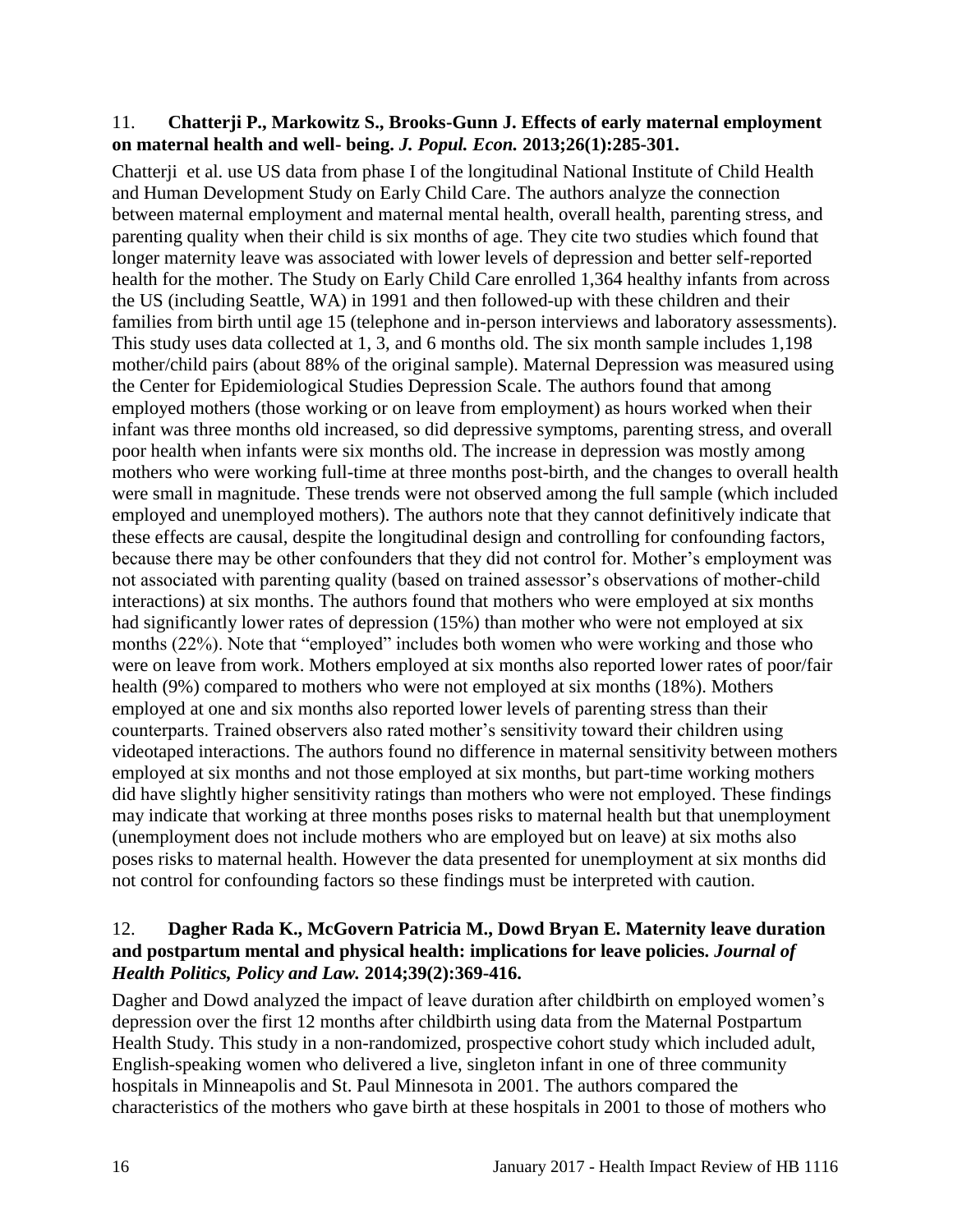11. **Chatterji P., Markowitz S., Brooks-Gunn J. Effects of early maternal employment on maternal health and well- being.** ***J. Popul. Econ.*** **2013;26(1):285-301.**

Chatterji et al. use US data from phase I of the longitudinal National Institute of Child Health and Human Development Study on Early Child Care. The authors analyze the connection between maternal employment and maternal mental health, overall health, parenting stress, and parenting quality when their child is six months of age. They cite two studies which found that longer maternity leave was associated with lower levels of depression and better self-reported health for the mother. The Study on Early Child Care enrolled 1,364 healthy infants from across the US (including Seattle, WA) in 1991 and then followed-up with these children and their families from birth until age 15 (telephone and in-person interviews and laboratory assessments). This study uses data collected at 1, 3, and 6 months old. The six month sample includes 1,198 mother/child pairs (about 88% of the original sample). Maternal Depression was measured using the Center for Epidemiological Studies Depression Scale. The authors found that among employed mothers (those working or on leave from employment) as hours worked when their infant was three months old increased, so did depressive symptoms, parenting stress, and overall poor health when infants were six months old. The increase in depression was mostly among mothers who were working full-time at three months post-birth, and the changes to overall health were small in magnitude. These trends were not observed among the full sample (which included employed and unemployed mothers). The authors note that they cannot definitively indicate that these effects are causal, despite the longitudinal design and controlling for confounding factors, because there may be other confounders that they did not control for. Mother's employment was not associated with parenting quality (based on trained assessor's observations of mother-child interactions) at six months. The authors found that mothers who were employed at six months had significantly lower rates of depression (15%) than mother who were not employed at six months (22%). Note that "employed" includes both women who were working and those who were on leave from work. Mothers employed at six months also reported lower rates of poor/fair health (9%) compared to mothers who were not employed at six months (18%). Mothers employed at one and six months also reported lower levels of parenting stress than their counterparts. Trained observers also rated mother's sensitivity toward their children using videotaped interactions. The authors found no difference in maternal sensitivity between mothers employed at six months and not those employed at six months, but part-time working mothers did have slightly higher sensitivity ratings than mothers who were not employed. These findings may indicate that working at three months poses risks to maternal health but that unemployment (unemployment does not include mothers who are employed but on leave) at six moths also poses risks to maternal health. However the data presented for unemployment at six months did not control for confounding factors so these findings must be interpreted with caution.

12. **Dagher Rada K., McGovern Patricia M., Dowd Bryan E. Maternity leave duration and postpartum mental and physical health: implications for leave policies.** ***Journal of Health Politics, Policy and Law.*** **2014;39(2):369-416.**

Dagher and Dowd analyzed the impact of leave duration after childbirth on employed women's depression over the first 12 months after childbirth using data from the Maternal Postpartum Health Study. This study in a non-randomized, prospective cohort study which included adult, English-speaking women who delivered a live, singleton infant in one of three community hospitals in Minneapolis and St. Paul Minnesota in 2001. The authors compared the characteristics of the mothers who gave birth at these hospitals in 2001 to those of mothers who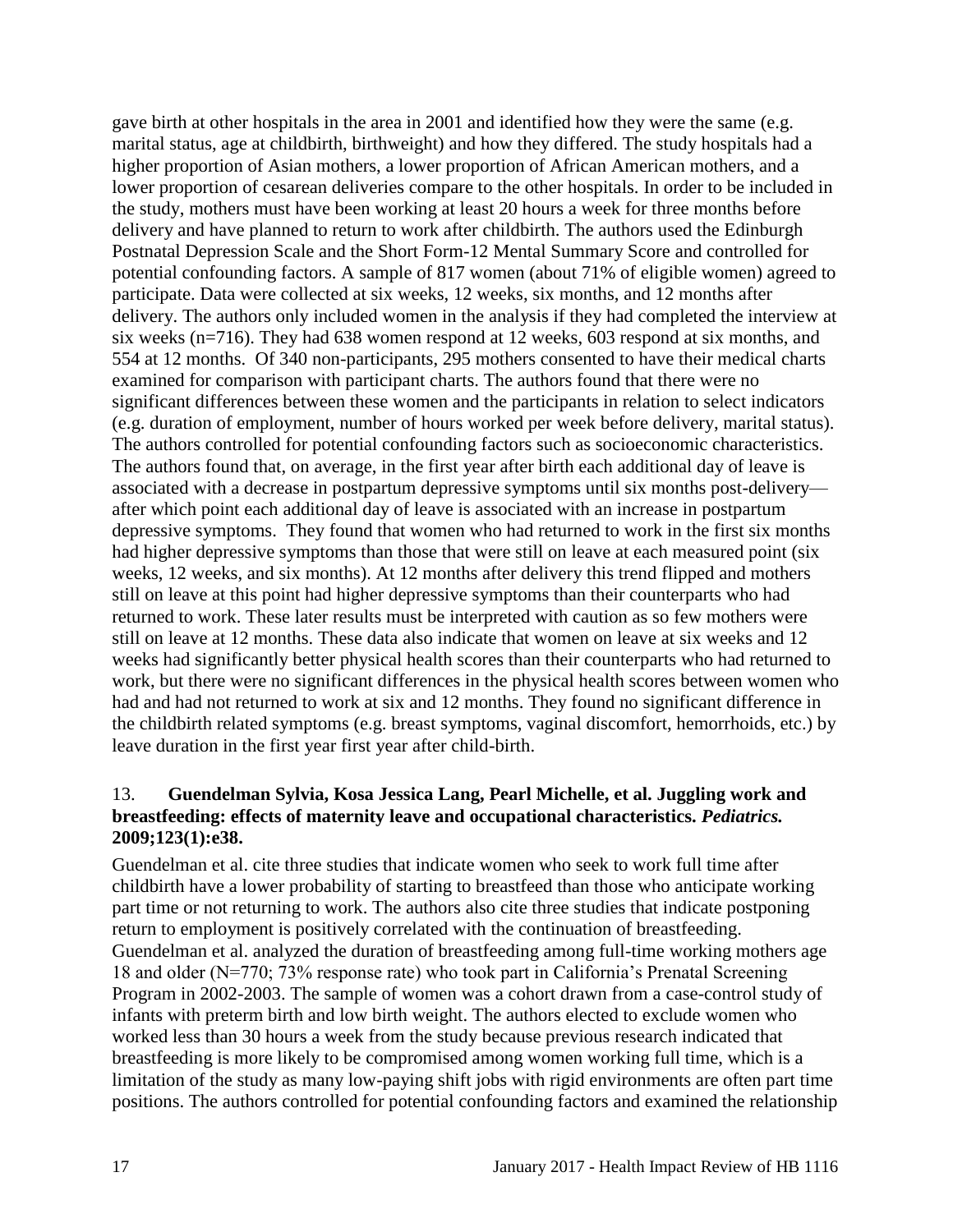gave birth at other hospitals in the area in 2001 and identified how they were the same (e.g. marital status, age at childbirth, birthweight) and how they differed. The study hospitals had a higher proportion of Asian mothers, a lower proportion of African American mothers, and a lower proportion of cesarean deliveries compare to the other hospitals. In order to be included in the study, mothers must have been working at least 20 hours a week for three months before delivery and have planned to return to work after childbirth. The authors used the Edinburgh Postnatal Depression Scale and the Short Form-12 Mental Summary Score and controlled for potential confounding factors. A sample of 817 women (about 71% of eligible women) agreed to participate. Data were collected at six weeks, 12 weeks, six months, and 12 months after delivery. The authors only included women in the analysis if they had completed the interview at six weeks (n=716). They had 638 women respond at 12 weeks, 603 respond at six months, and 554 at 12 months. Of 340 non-participants, 295 mothers consented to have their medical charts examined for comparison with participant charts. The authors found that there were no significant differences between these women and the participants in relation to select indicators (e.g. duration of employment, number of hours worked per week before delivery, marital status). The authors controlled for potential confounding factors such as socioeconomic characteristics. The authors found that, on average, in the first year after birth each additional day of leave is associated with a decrease in postpartum depressive symptoms until six months post-delivery—after which point each additional day of leave is associated with an increase in postpartum depressive symptoms. They found that women who had returned to work in the first six months had higher depressive symptoms than those that were still on leave at each measured point (six weeks, 12 weeks, and six months). At 12 months after delivery this trend flipped and mothers still on leave at this point had higher depressive symptoms than their counterparts who had returned to work. These later results must be interpreted with caution as so few mothers were still on leave at 12 months. These data also indicate that women on leave at six weeks and 12 weeks had significantly better physical health scores than their counterparts who had returned to work, but there were no significant differences in the physical health scores between women who had and had not returned to work at six and 12 months. They found no significant difference in the childbirth related symptoms (e.g. breast symptoms, vaginal discomfort, hemorrhoids, etc.) by leave duration in the first year first year after child-birth.

13. **Guendelman Sylvia, Kosa Jessica Lang, Pearl Michelle, et al. Juggling work and breastfeeding: effects of maternity leave and occupational characteristics.** ***Pediatrics.*** **2009;123(1):e38.**

Guendelman et al. cite three studies that indicate women who seek to work full time after childbirth have a lower probability of starting to breastfeed than those who anticipate working part time or not returning to work. The authors also cite three studies that indicate postponing return to employment is positively correlated with the continuation of breastfeeding. Guendelman et al. analyzed the duration of breastfeeding among full-time working mothers age 18 and older (N=770; 73% response rate) who took part in California's Prenatal Screening Program in 2002-2003. The sample of women was a cohort drawn from a case-control study of infants with preterm birth and low birth weight. The authors elected to exclude women who worked less than 30 hours a week from the study because previous research indicated that breastfeeding is more likely to be compromised among women working full time, which is a limitation of the study as many low-paying shift jobs with rigid environments are often part time positions. The authors controlled for potential confounding factors and examined the relationship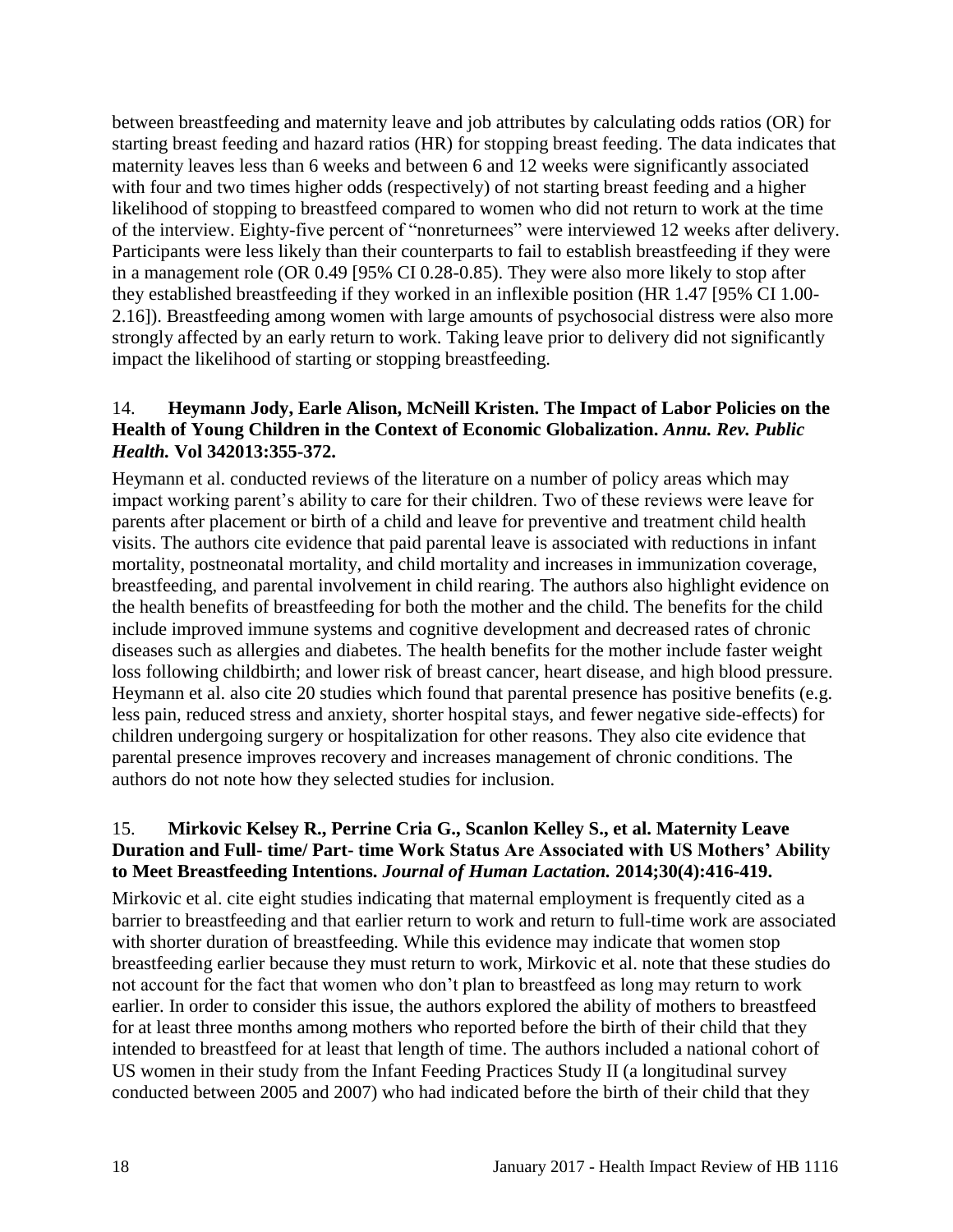between breastfeeding and maternity leave and job attributes by calculating odds ratios (OR) for starting breast feeding and hazard ratios (HR) for stopping breast feeding. The data indicates that maternity leaves less than 6 weeks and between 6 and 12 weeks were significantly associated with four and two times higher odds (respectively) of not starting breast feeding and a higher likelihood of stopping to breastfeed compared to women who did not return to work at the time of the interview. Eighty-five percent of "nonreturnees" were interviewed 12 weeks after delivery. Participants were less likely than their counterparts to fail to establish breastfeeding if they were in a management role (OR 0.49 [95% CI 0.28-0.85). They were also more likely to stop after they established breastfeeding if they worked in an inflexible position (HR 1.47 [95% CI 1.00-2.16]). Breastfeeding among women with large amounts of psychosocial distress were also more strongly affected by an early return to work. Taking leave prior to delivery did not significantly impact the likelihood of starting or stopping breastfeeding.

### 14. **Heymann Jody, Earle Alison, McNeill Kristen. The Impact of Labor Policies on the Health of Young Children in the Context of Economic Globalization.** ***Annu. Rev. Public Health.*** **Vol 342013:355-372.**

Heymann et al. conducted reviews of the literature on a number of policy areas which may impact working parent's ability to care for their children. Two of these reviews were leave for parents after placement or birth of a child and leave for preventive and treatment child health visits. The authors cite evidence that paid parental leave is associated with reductions in infant mortality, postneonatal mortality, and child mortality and increases in immunization coverage, breastfeeding, and parental involvement in child rearing. The authors also highlight evidence on the health benefits of breastfeeding for both the mother and the child. The benefits for the child include improved immune systems and cognitive development and decreased rates of chronic diseases such as allergies and diabetes. The health benefits for the mother include faster weight loss following childbirth; and lower risk of breast cancer, heart disease, and high blood pressure. Heymann et al. also cite 20 studies which found that parental presence has positive benefits (e.g. less pain, reduced stress and anxiety, shorter hospital stays, and fewer negative side-effects) for children undergoing surgery or hospitalization for other reasons. They also cite evidence that parental presence improves recovery and increases management of chronic conditions. The authors do not note how they selected studies for inclusion.

### 15. **Mirkovic Kelsey R., Perrine Cria G., Scanlon Kelley S., et al. Maternity Leave Duration and Full- time/ Part- time Work Status Are Associated with US Mothers' Ability to Meet Breastfeeding Intentions.** ***Journal of Human Lactation.*** **2014;30(4):416-419.**

Mirkovic et al. cite eight studies indicating that maternal employment is frequently cited as a barrier to breastfeeding and that earlier return to work and return to full-time work are associated with shorter duration of breastfeeding. While this evidence may indicate that women stop breastfeeding earlier because they must return to work, Mirkovic et al. note that these studies do not account for the fact that women who don't plan to breastfeed as long may return to work earlier. In order to consider this issue, the authors explored the ability of mothers to breastfeed for at least three months among mothers who reported before the birth of their child that they intended to breastfeed for at least that length of time. The authors included a national cohort of US women in their study from the Infant Feeding Practices Study II (a longitudinal survey conducted between 2005 and 2007) who had indicated before the birth of their child that they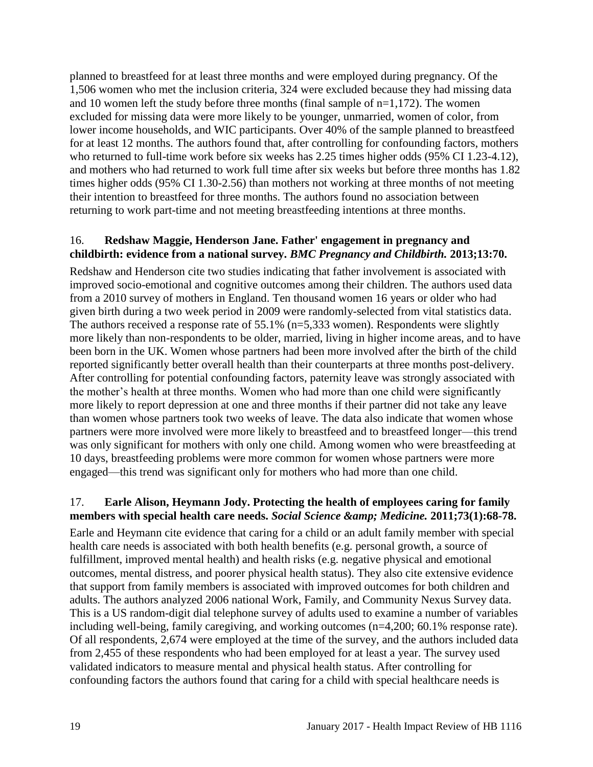planned to breastfeed for at least three months and were employed during pregnancy. Of the 1,506 women who met the inclusion criteria, 324 were excluded because they had missing data and 10 women left the study before three months (final sample of n=1,172). The women excluded for missing data were more likely to be younger, unmarried, women of color, from lower income households, and WIC participants. Over 40% of the sample planned to breastfeed for at least 12 months. The authors found that, after controlling for confounding factors, mothers who returned to full-time work before six weeks has 2.25 times higher odds (95% CI 1.23-4.12), and mothers who had returned to work full time after six weeks but before three months has 1.82 times higher odds (95% CI 1.30-2.56) than mothers not working at three months of not meeting their intention to breastfeed for three months. The authors found no association between returning to work part-time and not meeting breastfeeding intentions at three months.

16. **Redshaw Maggie, Henderson Jane. Father' engagement in pregnancy and childbirth: evidence from a national survey. *BMC Pregnancy and Childbirth.* 2013;13:70.**

Redshaw and Henderson cite two studies indicating that father involvement is associated with improved socio-emotional and cognitive outcomes among their children. The authors used data from a 2010 survey of mothers in England. Ten thousand women 16 years or older who had given birth during a two week period in 2009 were randomly-selected from vital statistics data. The authors received a response rate of 55.1% (n=5,333 women). Respondents were slightly more likely than non-respondents to be older, married, living in higher income areas, and to have been born in the UK. Women whose partners had been more involved after the birth of the child reported significantly better overall health than their counterparts at three months post-delivery. After controlling for potential confounding factors, paternity leave was strongly associated with the mother's health at three months. Women who had more than one child were significantly more likely to report depression at one and three months if their partner did not take any leave than women whose partners took two weeks of leave. The data also indicate that women whose partners were more involved were more likely to breastfeed and to breastfeed longer—this trend was only significant for mothers with only one child. Among women who were breastfeeding at 10 days, breastfeeding problems were more common for women whose partners were more engaged—this trend was significant only for mothers who had more than one child.

17. **Earle Alison, Heymann Jody. Protecting the health of employees caring for family members with special health care needs. *Social Science &amp; Medicine.* 2011;73(1):68-78.**

Earle and Heymann cite evidence that caring for a child or an adult family member with special health care needs is associated with both health benefits (e.g. personal growth, a source of fulfillment, improved mental health) and health risks (e.g. negative physical and emotional outcomes, mental distress, and poorer physical health status). They also cite extensive evidence that support from family members is associated with improved outcomes for both children and adults. The authors analyzed 2006 national Work, Family, and Community Nexus Survey data. This is a US random-digit dial telephone survey of adults used to examine a number of variables including well-being, family caregiving, and working outcomes (n=4,200; 60.1% response rate). Of all respondents, 2,674 were employed at the time of the survey, and the authors included data from 2,455 of these respondents who had been employed for at least a year. The survey used validated indicators to measure mental and physical health status. After controlling for confounding factors the authors found that caring for a child with special healthcare needs is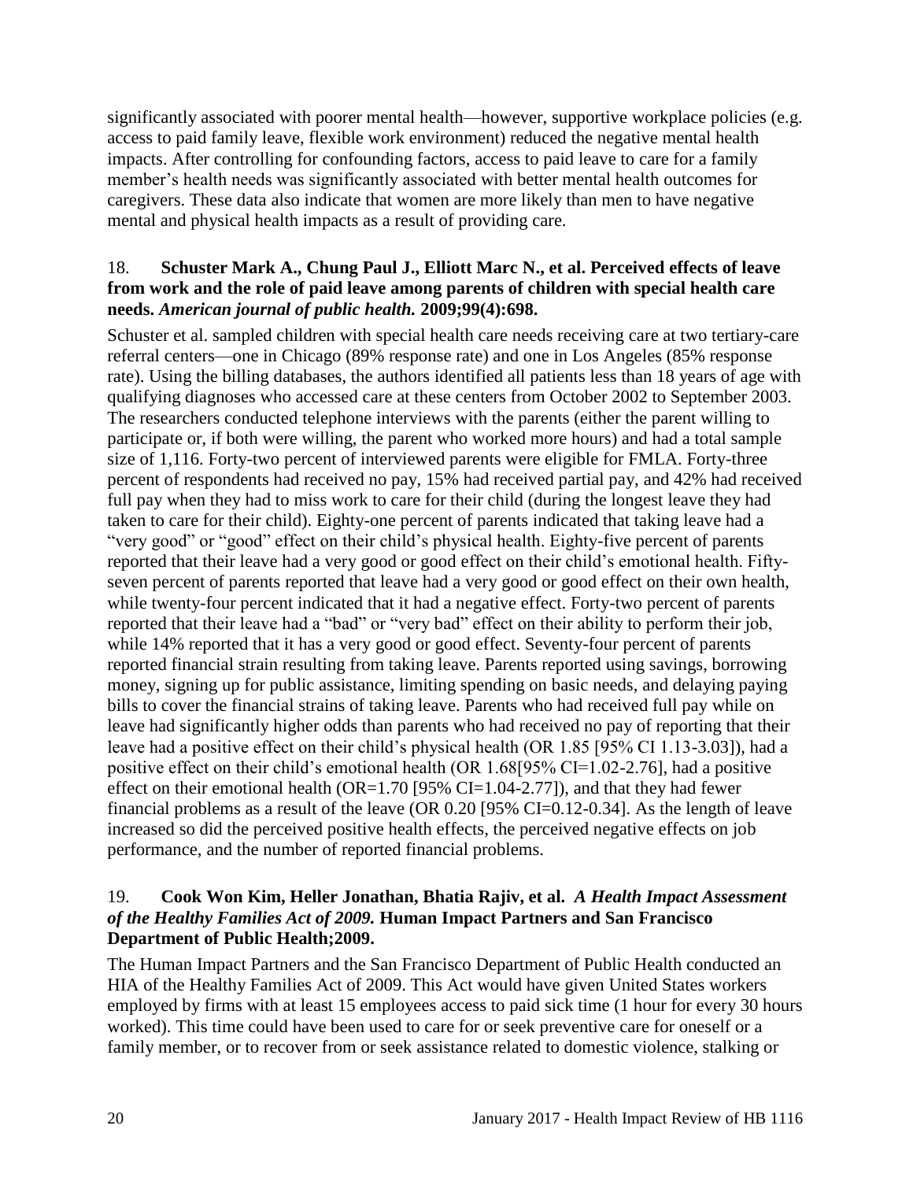significantly associated with poorer mental health—however, supportive workplace policies (e.g. access to paid family leave, flexible work environment) reduced the negative mental health impacts. After controlling for confounding factors, access to paid leave to care for a family member's health needs was significantly associated with better mental health outcomes for caregivers. These data also indicate that women are more likely than men to have negative mental and physical health impacts as a result of providing care.

### 18. **Schuster Mark A., Chung Paul J., Elliott Marc N., et al. Perceived effects of leave from work and the role of paid leave among parents of children with special health care needs. *American journal of public health.* 2009;99(4):698.**

Schuster et al. sampled children with special health care needs receiving care at two tertiary-care referral centers—one in Chicago (89% response rate) and one in Los Angeles (85% response rate). Using the billing databases, the authors identified all patients less than 18 years of age with qualifying diagnoses who accessed care at these centers from October 2002 to September 2003. The researchers conducted telephone interviews with the parents (either the parent willing to participate or, if both were willing, the parent who worked more hours) and had a total sample size of 1,116. Forty-two percent of interviewed parents were eligible for FMLA. Forty-three percent of respondents had received no pay, 15% had received partial pay, and 42% had received full pay when they had to miss work to care for their child (during the longest leave they had taken to care for their child). Eighty-one percent of parents indicated that taking leave had a "very good" or "good" effect on their child's physical health. Eighty-five percent of parents reported that their leave had a very good or good effect on their child's emotional health. Fifty-seven percent of parents reported that leave had a very good or good effect on their own health, while twenty-four percent indicated that it had a negative effect. Forty-two percent of parents reported that their leave had a "bad" or "very bad" effect on their ability to perform their job, while 14% reported that it has a very good or good effect. Seventy-four percent of parents reported financial strain resulting from taking leave. Parents reported using savings, borrowing money, signing up for public assistance, limiting spending on basic needs, and delaying paying bills to cover the financial strains of taking leave. Parents who had received full pay while on leave had significantly higher odds than parents who had received no pay of reporting that their leave had a positive effect on their child's physical health (OR 1.85 [95% CI 1.13-3.03]), had a positive effect on their child's emotional health (OR 1.68[95% CI=1.02-2.76], had a positive effect on their emotional health (OR=1.70 [95% CI=1.04-2.77]), and that they had fewer financial problems as a result of the leave (OR 0.20 [95% CI=0.12-0.34]. As the length of leave increased so did the perceived positive health effects, the perceived negative effects on job performance, and the number of reported financial problems.

### 19. **Cook Won Kim, Heller Jonathan, Bhatia Rajiv, et al. *A Health Impact Assessment of the Healthy Families Act of 2009.* Human Impact Partners and San Francisco Department of Public Health;2009.**

The Human Impact Partners and the San Francisco Department of Public Health conducted an HIA of the Healthy Families Act of 2009. This Act would have given United States workers employed by firms with at least 15 employees access to paid sick time (1 hour for every 30 hours worked). This time could have been used to care for or seek preventive care for oneself or a family member, or to recover from or seek assistance related to domestic violence, stalking or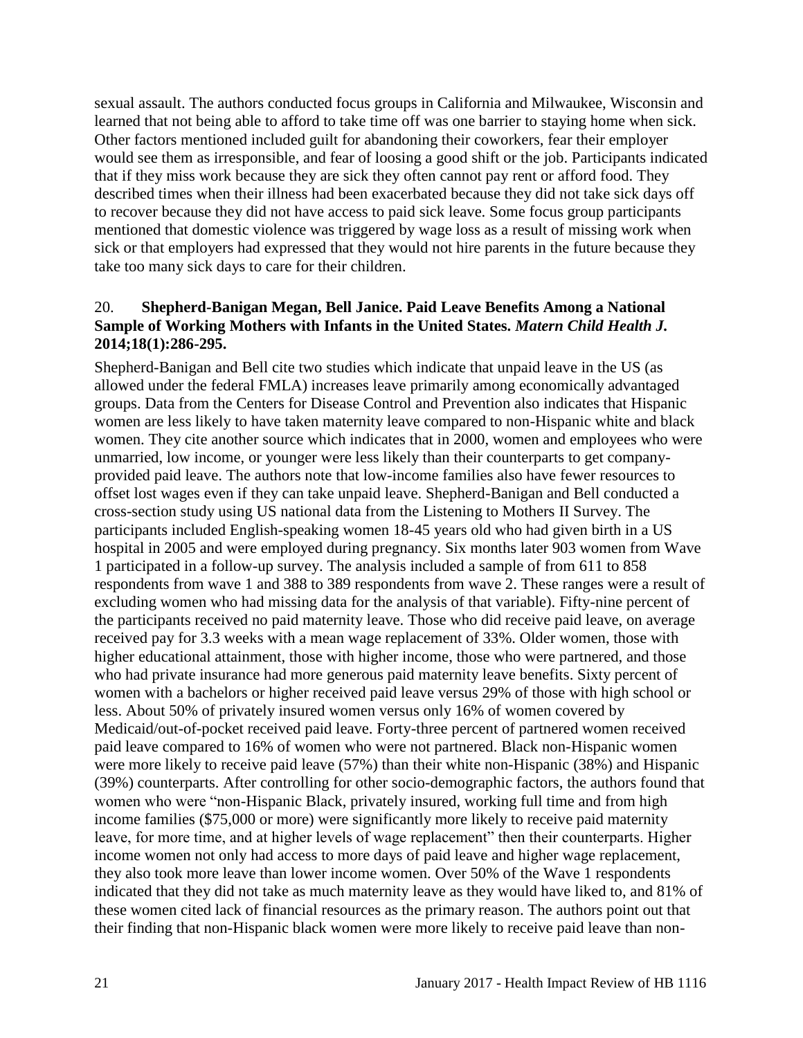sexual assault. The authors conducted focus groups in California and Milwaukee, Wisconsin and learned that not being able to afford to take time off was one barrier to staying home when sick. Other factors mentioned included guilt for abandoning their coworkers, fear their employer would see them as irresponsible, and fear of loosing a good shift or the job. Participants indicated that if they miss work because they are sick they often cannot pay rent or afford food. They described times when their illness had been exacerbated because they did not take sick days off to recover because they did not have access to paid sick leave. Some focus group participants mentioned that domestic violence was triggered by wage loss as a result of missing work when sick or that employers had expressed that they would not hire parents in the future because they take too many sick days to care for their children.

20. **Shepherd-Banigan Megan, Bell Janice. Paid Leave Benefits Among a National Sample of Working Mothers with Infants in the United States.** ***Matern Child Health J.*** **2014;18(1):286-295.**

Shepherd-Banigan and Bell cite two studies which indicate that unpaid leave in the US (as allowed under the federal FMLA) increases leave primarily among economically advantaged groups. Data from the Centers for Disease Control and Prevention also indicates that Hispanic women are less likely to have taken maternity leave compared to non-Hispanic white and black women. They cite another source which indicates that in 2000, women and employees who were unmarried, low income, or younger were less likely than their counterparts to get company-provided paid leave. The authors note that low-income families also have fewer resources to offset lost wages even if they can take unpaid leave. Shepherd-Banigan and Bell conducted a cross-section study using US national data from the Listening to Mothers II Survey. The participants included English-speaking women 18-45 years old who had given birth in a US hospital in 2005 and were employed during pregnancy. Six months later 903 women from Wave 1 participated in a follow-up survey. The analysis included a sample of from 611 to 858 respondents from wave 1 and 388 to 389 respondents from wave 2. These ranges were a result of excluding women who had missing data for the analysis of that variable). Fifty-nine percent of the participants received no paid maternity leave. Those who did receive paid leave, on average received pay for 3.3 weeks with a mean wage replacement of 33%. Older women, those with higher educational attainment, those with higher income, those who were partnered, and those who had private insurance had more generous paid maternity leave benefits. Sixty percent of women with a bachelors or higher received paid leave versus 29% of those with high school or less. About 50% of privately insured women versus only 16% of women covered by Medicaid/out-of-pocket received paid leave. Forty-three percent of partnered women received paid leave compared to 16% of women who were not partnered. Black non-Hispanic women were more likely to receive paid leave (57%) than their white non-Hispanic (38%) and Hispanic (39%) counterparts. After controlling for other socio-demographic factors, the authors found that women who were "non-Hispanic Black, privately insured, working full time and from high income families ($75,000 or more) were significantly more likely to receive paid maternity leave, for more time, and at higher levels of wage replacement" then their counterparts. Higher income women not only had access to more days of paid leave and higher wage replacement, they also took more leave than lower income women. Over 50% of the Wave 1 respondents indicated that they did not take as much maternity leave as they would have liked to, and 81% of these women cited lack of financial resources as the primary reason. The authors point out that their finding that non-Hispanic black women were more likely to receive paid leave than non-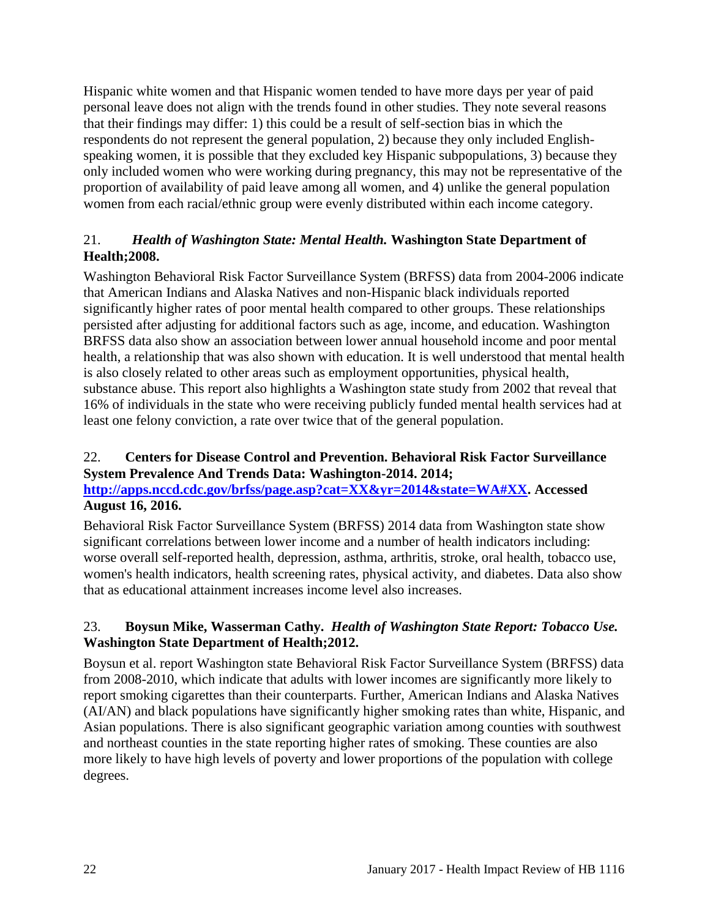Hispanic white women and that Hispanic women tended to have more days per year of paid personal leave does not align with the trends found in other studies. They note several reasons that their findings may differ: 1) this could be a result of self-section bias in which the respondents do not represent the general population, 2) because they only included English-speaking women, it is possible that they excluded key Hispanic subpopulations, 3) because they only included women who were working during pregnancy, this may not be representative of the proportion of availability of paid leave among all women, and 4) unlike the general population women from each racial/ethnic group were evenly distributed within each income category.

21. ***Health of Washington State: Mental Health.*** **Washington State Department of Health;2008.**

Washington Behavioral Risk Factor Surveillance System (BRFSS) data from 2004-2006 indicate that American Indians and Alaska Natives and non-Hispanic black individuals reported significantly higher rates of poor mental health compared to other groups. These relationships persisted after adjusting for additional factors such as age, income, and education. Washington BRFSS data also show an association between lower annual household income and poor mental health, a relationship that was also shown with education. It is well understood that mental health is also closely related to other areas such as employment opportunities, physical health, substance abuse. This report also highlights a Washington state study from 2002 that reveal that 16% of individuals in the state who were receiving publicly funded mental health services had at least one felony conviction, a rate over twice that of the general population.

22. **Centers for Disease Control and Prevention. Behavioral Risk Factor Surveillance System Prevalence And Trends Data: Washington-2014. 2014; [http://apps.nccd.cdc.gov/brfss/page.asp?cat=XX&yr=2014&state=WA#XX](http://apps.nccd.cdc.gov/brfss/page.asp?cat=XX&yr=2014&state=WA#XX). Accessed August 16, 2016.**

Behavioral Risk Factor Surveillance System (BRFSS) 2014 data from Washington state show significant correlations between lower income and a number of health indicators including: worse overall self-reported health, depression, asthma, arthritis, stroke, oral health, tobacco use, women's health indicators, health screening rates, physical activity, and diabetes. Data also show that as educational attainment increases income level also increases.

23. **Boysun Mike, Wasserman Cathy.** ***Health of Washington State Report: Tobacco Use.*** **Washington State Department of Health;2012.**

Boysun et al. report Washington state Behavioral Risk Factor Surveillance System (BRFSS) data from 2008-2010, which indicate that adults with lower incomes are significantly more likely to report smoking cigarettes than their counterparts. Further, American Indians and Alaska Natives (AI/AN) and black populations have significantly higher smoking rates than white, Hispanic, and Asian populations. There is also significant geographic variation among counties with southwest and northeast counties in the state reporting higher rates of smoking. These counties are also more likely to have high levels of poverty and lower proportions of the population with college degrees.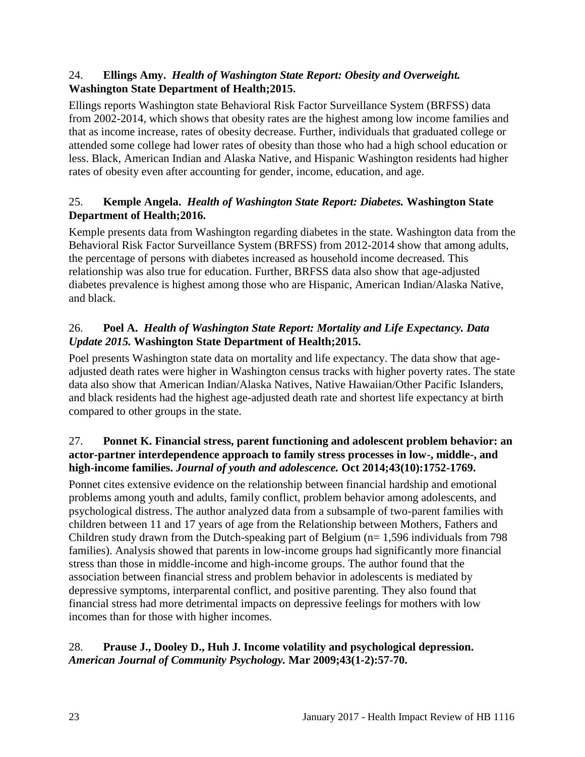24. **Ellings Amy.** ***Health of Washington State Report: Obesity and Overweight.*** **Washington State Department of Health;2015.**

Ellings reports Washington state Behavioral Risk Factor Surveillance System (BRFSS) data from 2002-2014, which shows that obesity rates are the highest among low income families and that as income increase, rates of obesity decrease. Further, individuals that graduated college or attended some college had lower rates of obesity than those who had a high school education or less. Black, American Indian and Alaska Native, and Hispanic Washington residents had higher rates of obesity even after accounting for gender, income, education, and age.

25. **Kemple Angela.** ***Health of Washington State Report: Diabetes.*** **Washington State Department of Health;2016.**

Kemple presents data from Washington regarding diabetes in the state. Washington data from the Behavioral Risk Factor Surveillance System (BRFSS) from 2012-2014 show that among adults, the percentage of persons with diabetes increased as household income decreased. This relationship was also true for education. Further, BRFSS data also show that age-adjusted diabetes prevalence is highest among those who are Hispanic, American Indian/Alaska Native, and black.

26. **Poel A.** ***Health of Washington State Report: Mortality and Life Expectancy. Data Update 2015.*** **Washington State Department of Health;2015.**

Poel presents Washington state data on mortality and life expectancy. The data show that age-adjusted death rates were higher in Washington census tracks with higher poverty rates. The state data also show that American Indian/Alaska Natives, Native Hawaiian/Other Pacific Islanders, and black residents had the highest age-adjusted death rate and shortest life expectancy at birth compared to other groups in the state.

27. **Ponnet K. Financial stress, parent functioning and adolescent problem behavior: an actor-partner interdependence approach to family stress processes in low-, middle-, and high-income families.** ***Journal of youth and adolescence.*** **Oct 2014;43(10):1752-1769.**

Ponnet cites extensive evidence on the relationship between financial hardship and emotional problems among youth and adults, family conflict, problem behavior among adolescents, and psychological distress. The author analyzed data from a subsample of two-parent families with children between 11 and 17 years of age from the Relationship between Mothers, Fathers and Children study drawn from the Dutch-speaking part of Belgium (n= 1,596 individuals from 798 families). Analysis showed that parents in low-income groups had significantly more financial stress than those in middle-income and high-income groups. The author found that the association between financial stress and problem behavior in adolescents is mediated by depressive symptoms, interparental conflict, and positive parenting. They also found that financial stress had more detrimental impacts on depressive feelings for mothers with low incomes than for those with higher incomes.

28. **Prause J., Dooley D., Huh J. Income volatility and psychological depression.** ***American Journal of Community Psychology.*** **Mar 2009;43(1-2):57-70.**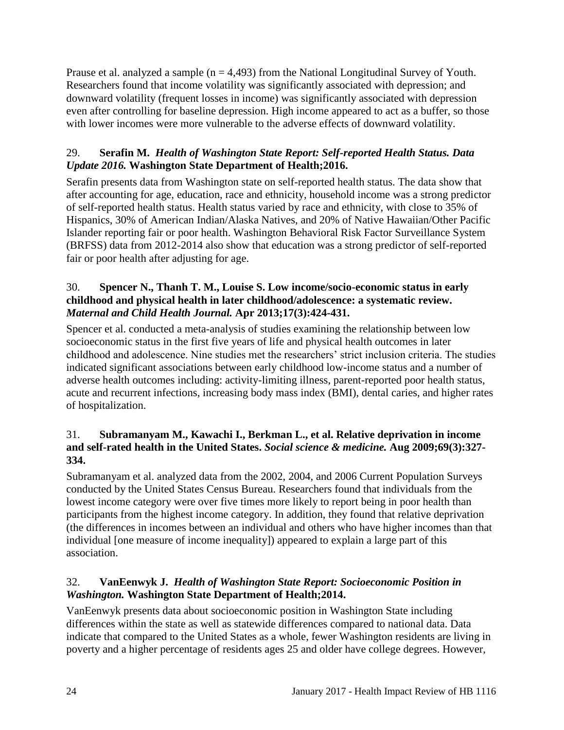Prause et al. analyzed a sample (n = 4,493) from the National Longitudinal Survey of Youth. Researchers found that income volatility was significantly associated with depression; and downward volatility (frequent losses in income) was significantly associated with depression even after controlling for baseline depression. High income appeared to act as a buffer, so those with lower incomes were more vulnerable to the adverse effects of downward volatility.

29. **Serafin M.** ***Health of Washington State Report: Self-reported Health Status. Data Update 2016.*** **Washington State Department of Health;2016.**

Serafin presents data from Washington state on self-reported health status. The data show that after accounting for age, education, race and ethnicity, household income was a strong predictor of self-reported health status. Health status varied by race and ethnicity, with close to 35% of Hispanics, 30% of American Indian/Alaska Natives, and 20% of Native Hawaiian/Other Pacific Islander reporting fair or poor health. Washington Behavioral Risk Factor Surveillance System (BRFSS) data from 2012-2014 also show that education was a strong predictor of self-reported fair or poor health after adjusting for age.

30. **Spencer N., Thanh T. M., Louise S. Low income/socio-economic status in early childhood and physical health in later childhood/adolescence: a systematic review.** ***Maternal and Child Health Journal.*** **Apr 2013;17(3):424-431.**

Spencer et al. conducted a meta-analysis of studies examining the relationship between low socioeconomic status in the first five years of life and physical health outcomes in later childhood and adolescence. Nine studies met the researchers' strict inclusion criteria. The studies indicated significant associations between early childhood low-income status and a number of adverse health outcomes including: activity-limiting illness, parent-reported poor health status, acute and recurrent infections, increasing body mass index (BMI), dental caries, and higher rates of hospitalization.

31. **Subramanyam M., Kawachi I., Berkman L., et al. Relative deprivation in income and self-rated health in the United States.** ***Social science & medicine.*** **Aug 2009;69(3):327-334.**

Subramanyam et al. analyzed data from the 2002, 2004, and 2006 Current Population Surveys conducted by the United States Census Bureau. Researchers found that individuals from the lowest income category were over five times more likely to report being in poor health than participants from the highest income category. In addition, they found that relative deprivation (the differences in incomes between an individual and others who have higher incomes than that individual [one measure of income inequality]) appeared to explain a large part of this association.

32. **VanEenwyk J.** ***Health of Washington State Report: Socioeconomic Position in Washington.*** **Washington State Department of Health;2014.**

VanEenwyk presents data about socioeconomic position in Washington State including differences within the state as well as statewide differences compared to national data. Data indicate that compared to the United States as a whole, fewer Washington residents are living in poverty and a higher percentage of residents ages 25 and older have college degrees. However,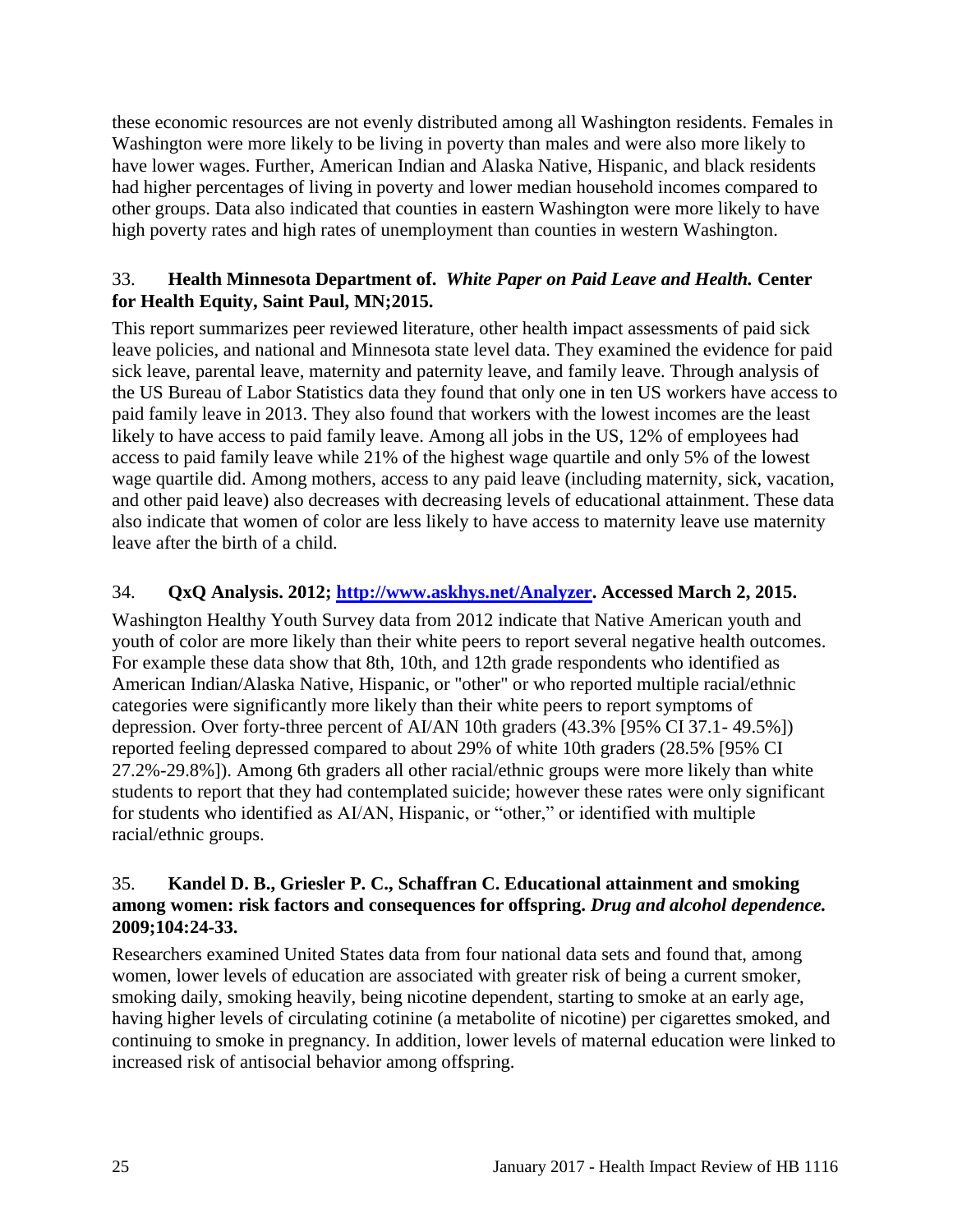these economic resources are not evenly distributed among all Washington residents. Females in Washington were more likely to be living in poverty than males and were also more likely to have lower wages. Further, American Indian and Alaska Native, Hispanic, and black residents had higher percentages of living in poverty and lower median household incomes compared to other groups. Data also indicated that counties in eastern Washington were more likely to have high poverty rates and high rates of unemployment than counties in western Washington.

33. **Health Minnesota Department of.** ***White Paper on Paid Leave and Health.*** **Center for Health Equity, Saint Paul, MN;2015.**

This report summarizes peer reviewed literature, other health impact assessments of paid sick leave policies, and national and Minnesota state level data. They examined the evidence for paid sick leave, parental leave, maternity and paternity leave, and family leave. Through analysis of the US Bureau of Labor Statistics data they found that only one in ten US workers have access to paid family leave in 2013. They also found that workers with the lowest incomes are the least likely to have access to paid family leave. Among all jobs in the US, 12% of employees had access to paid family leave while 21% of the highest wage quartile and only 5% of the lowest wage quartile did. Among mothers, access to any paid leave (including maternity, sick, vacation, and other paid leave) also decreases with decreasing levels of educational attainment. These data also indicate that women of color are less likely to have access to maternity leave use maternity leave after the birth of a child.

34. **QxQ Analysis. 2012; [http://www.askhys.net/Analyzer](http://www.askhys.net/Analyzer). Accessed March 2, 2015.**

Washington Healthy Youth Survey data from 2012 indicate that Native American youth and youth of color are more likely than their white peers to report several negative health outcomes. For example these data show that 8th, 10th, and 12th grade respondents who identified as American Indian/Alaska Native, Hispanic, or "other" or who reported multiple racial/ethnic categories were significantly more likely than their white peers to report symptoms of depression. Over forty-three percent of AI/AN 10th graders (43.3% [95% CI 37.1- 49.5%]) reported feeling depressed compared to about 29% of white 10th graders (28.5% [95% CI 27.2%-29.8%]). Among 6th graders all other racial/ethnic groups were more likely than white students to report that they had contemplated suicide; however these rates were only significant for students who identified as AI/AN, Hispanic, or "other," or identified with multiple racial/ethnic groups.

35. **Kandel D. B., Griesler P. C., Schaffran C. Educational attainment and smoking among women: risk factors and consequences for offspring.** ***Drug and alcohol dependence.*** **2009;104:24-33.**

Researchers examined United States data from four national data sets and found that, among women, lower levels of education are associated with greater risk of being a current smoker, smoking daily, smoking heavily, being nicotine dependent, starting to smoke at an early age, having higher levels of circulating cotinine (a metabolite of nicotine) per cigarettes smoked, and continuing to smoke in pregnancy. In addition, lower levels of maternal education were linked to increased risk of antisocial behavior among offspring.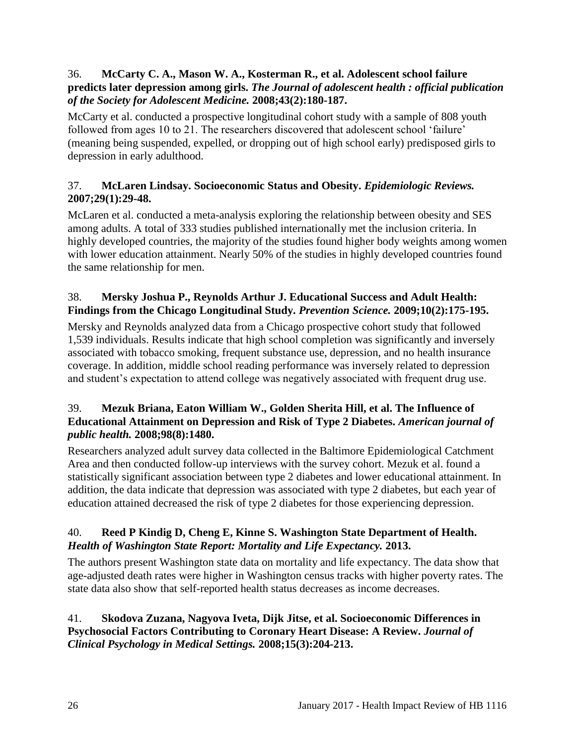36. **McCarty C. A., Mason W. A., Kosterman R., et al. Adolescent school failure predicts later depression among girls.** ***The Journal of adolescent health : official publication of the Society for Adolescent Medicine.*** **2008;43(2):180-187.**

McCarty et al. conducted a prospective longitudinal cohort study with a sample of 808 youth followed from ages 10 to 21. The researchers discovered that adolescent school 'failure' (meaning being suspended, expelled, or dropping out of high school early) predisposed girls to depression in early adulthood.

37. **McLaren Lindsay. Socioeconomic Status and Obesity.** ***Epidemiologic Reviews.*** **2007;29(1):29-48.**

McLaren et al. conducted a meta-analysis exploring the relationship between obesity and SES among adults. A total of 333 studies published internationally met the inclusion criteria. In highly developed countries, the majority of the studies found higher body weights among women with lower education attainment. Nearly 50% of the studies in highly developed countries found the same relationship for men.

38. **Mersky Joshua P., Reynolds Arthur J. Educational Success and Adult Health: Findings from the Chicago Longitudinal Study.** ***Prevention Science.*** **2009;10(2):175-195.**

Mersky and Reynolds analyzed data from a Chicago prospective cohort study that followed 1,539 individuals. Results indicate that high school completion was significantly and inversely associated with tobacco smoking, frequent substance use, depression, and no health insurance coverage. In addition, middle school reading performance was inversely related to depression and student's expectation to attend college was negatively associated with frequent drug use.

39. **Mezuk Briana, Eaton William W., Golden Sherita Hill, et al. The Influence of Educational Attainment on Depression and Risk of Type 2 Diabetes.** ***American journal of public health.*** **2008;98(8):1480.**

Researchers analyzed adult survey data collected in the Baltimore Epidemiological Catchment Area and then conducted follow-up interviews with the survey cohort. Mezuk et al. found a statistically significant association between type 2 diabetes and lower educational attainment. In addition, the data indicate that depression was associated with type 2 diabetes, but each year of education attained decreased the risk of type 2 diabetes for those experiencing depression.

40. **Reed P Kindig D, Cheng E, Kinne S. Washington State Department of Health.** ***Health of Washington State Report: Mortality and Life Expectancy.*** **2013.**

The authors present Washington state data on mortality and life expectancy. The data show that age-adjusted death rates were higher in Washington census tracks with higher poverty rates. The state data also show that self-reported health status decreases as income decreases.

41. **Skodova Zuzana, Nagyova Iveta, Dijk Jitse, et al. Socioeconomic Differences in Psychosocial Factors Contributing to Coronary Heart Disease: A Review.** ***Journal of Clinical Psychology in Medical Settings.*** **2008;15(3):204-213.**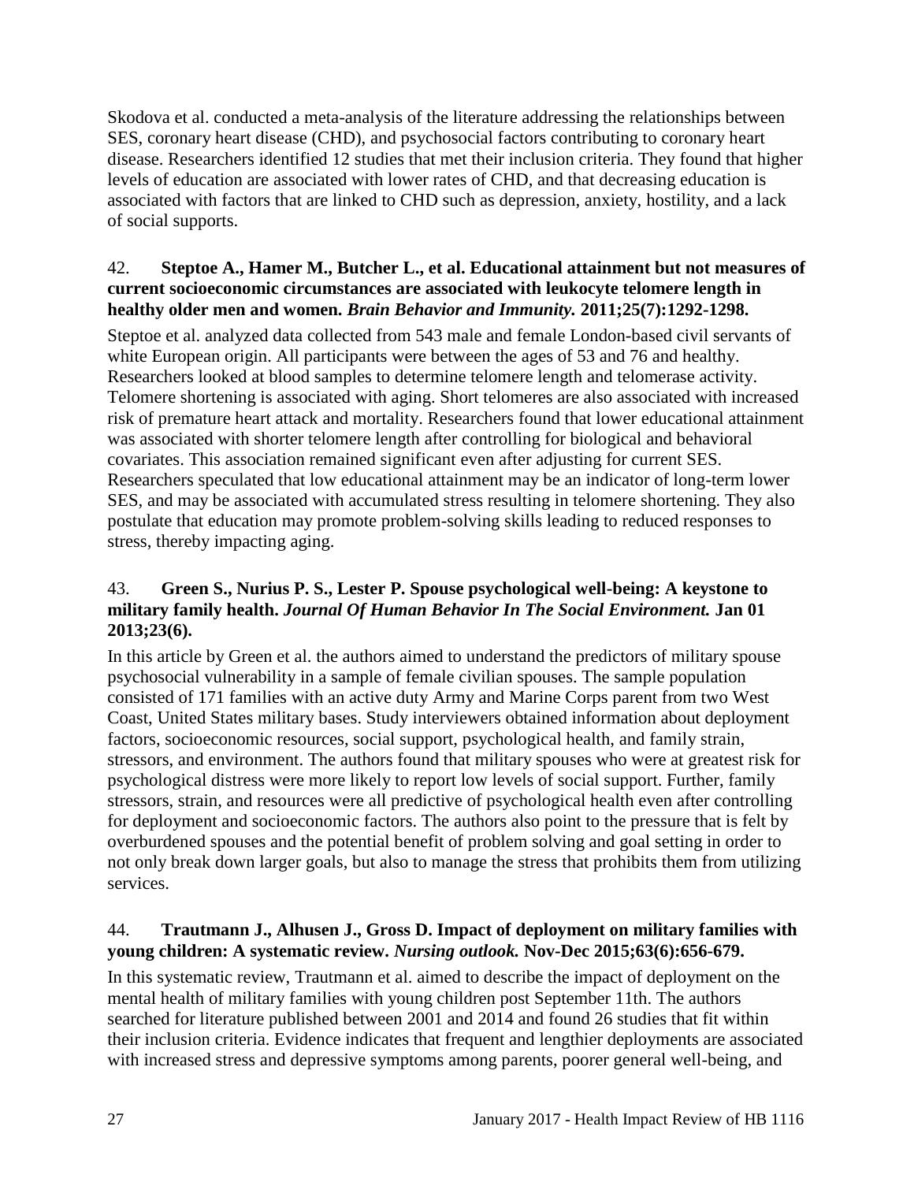Skodova et al. conducted a meta-analysis of the literature addressing the relationships between SES, coronary heart disease (CHD), and psychosocial factors contributing to coronary heart disease. Researchers identified 12 studies that met their inclusion criteria. They found that higher levels of education are associated with lower rates of CHD, and that decreasing education is associated with factors that are linked to CHD such as depression, anxiety, hostility, and a lack of social supports.

42. **Steptoe A., Hamer M., Butcher L., et al. Educational attainment but not measures of current socioeconomic circumstances are associated with leukocyte telomere length in healthy older men and women. *Brain Behavior and Immunity.* 2011;25(7):1292-1298.**

Steptoe et al. analyzed data collected from 543 male and female London-based civil servants of white European origin. All participants were between the ages of 53 and 76 and healthy. Researchers looked at blood samples to determine telomere length and telomerase activity. Telomere shortening is associated with aging. Short telomeres are also associated with increased risk of premature heart attack and mortality. Researchers found that lower educational attainment was associated with shorter telomere length after controlling for biological and behavioral covariates. This association remained significant even after adjusting for current SES. Researchers speculated that low educational attainment may be an indicator of long-term lower SES, and may be associated with accumulated stress resulting in telomere shortening. They also postulate that education may promote problem-solving skills leading to reduced responses to stress, thereby impacting aging.

43. **Green S., Nurius P. S., Lester P. Spouse psychological well-being: A keystone to military family health. *Journal Of Human Behavior In The Social Environment.* Jan 01 2013;23(6).**

In this article by Green et al. the authors aimed to understand the predictors of military spouse psychosocial vulnerability in a sample of female civilian spouses. The sample population consisted of 171 families with an active duty Army and Marine Corps parent from two West Coast, United States military bases. Study interviewers obtained information about deployment factors, socioeconomic resources, social support, psychological health, and family strain, stressors, and environment. The authors found that military spouses who were at greatest risk for psychological distress were more likely to report low levels of social support. Further, family stressors, strain, and resources were all predictive of psychological health even after controlling for deployment and socioeconomic factors. The authors also point to the pressure that is felt by overburdened spouses and the potential benefit of problem solving and goal setting in order to not only break down larger goals, but also to manage the stress that prohibits them from utilizing services.

44. **Trautmann J., Alhusen J., Gross D. Impact of deployment on military families with young children: A systematic review. *Nursing outlook.* Nov-Dec 2015;63(6):656-679.**

In this systematic review, Trautmann et al. aimed to describe the impact of deployment on the mental health of military families with young children post September 11th. The authors searched for literature published between 2001 and 2014 and found 26 studies that fit within their inclusion criteria. Evidence indicates that frequent and lengthier deployments are associated with increased stress and depressive symptoms among parents, poorer general well-being, and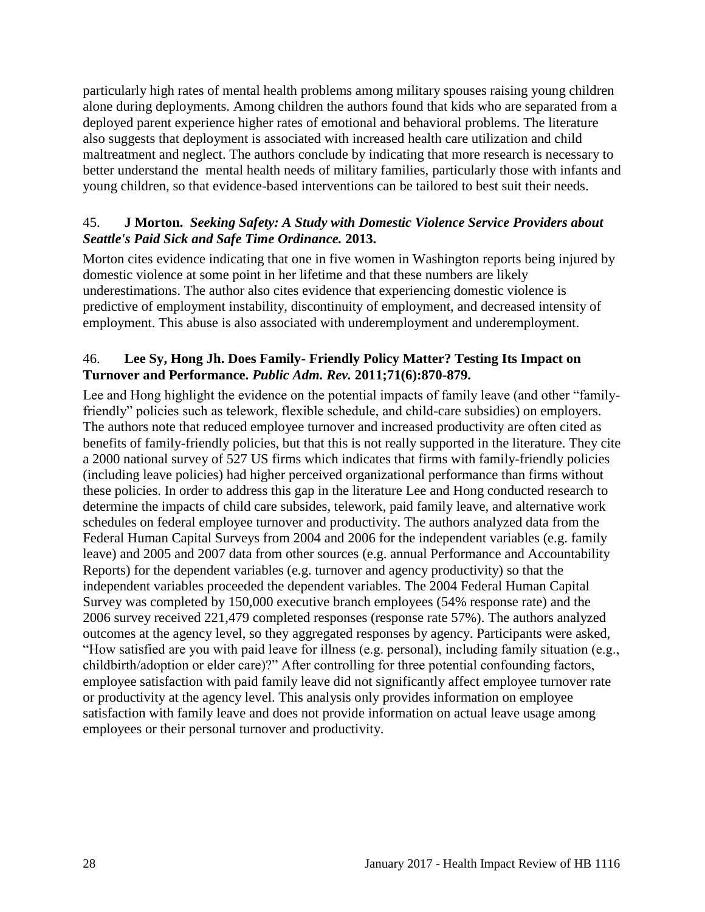particularly high rates of mental health problems among military spouses raising young children alone during deployments. Among children the authors found that kids who are separated from a deployed parent experience higher rates of emotional and behavioral problems. The literature also suggests that deployment is associated with increased health care utilization and child maltreatment and neglect. The authors conclude by indicating that more research is necessary to better understand the mental health needs of military families, particularly those with infants and young children, so that evidence-based interventions can be tailored to best suit their needs.

45. **J Morton.** ***Seeking Safety: A Study with Domestic Violence Service Providers about Seattle's Paid Sick and Safe Time Ordinance.*** **2013.**

Morton cites evidence indicating that one in five women in Washington reports being injured by domestic violence at some point in her lifetime and that these numbers are likely underestimations. The author also cites evidence that experiencing domestic violence is predictive of employment instability, discontinuity of employment, and decreased intensity of employment. This abuse is also associated with underemployment and underemployment.

46. **Lee Sy, Hong Jh. Does Family- Friendly Policy Matter? Testing Its Impact on Turnover and Performance.** ***Public Adm. Rev.*** **2011;71(6):870-879.**

Lee and Hong highlight the evidence on the potential impacts of family leave (and other "family-friendly" policies such as telework, flexible schedule, and child-care subsidies) on employers. The authors note that reduced employee turnover and increased productivity are often cited as benefits of family-friendly policies, but that this is not really supported in the literature. They cite a 2000 national survey of 527 US firms which indicates that firms with family-friendly policies (including leave policies) had higher perceived organizational performance than firms without these policies. In order to address this gap in the literature Lee and Hong conducted research to determine the impacts of child care subsides, telework, paid family leave, and alternative work schedules on federal employee turnover and productivity. The authors analyzed data from the Federal Human Capital Surveys from 2004 and 2006 for the independent variables (e.g. family leave) and 2005 and 2007 data from other sources (e.g. annual Performance and Accountability Reports) for the dependent variables (e.g. turnover and agency productivity) so that the independent variables proceeded the dependent variables. The 2004 Federal Human Capital Survey was completed by 150,000 executive branch employees (54% response rate) and the 2006 survey received 221,479 completed responses (response rate 57%). The authors analyzed outcomes at the agency level, so they aggregated responses by agency. Participants were asked, "How satisfied are you with paid leave for illness (e.g. personal), including family situation (e.g., childbirth/adoption or elder care)?" After controlling for three potential confounding factors, employee satisfaction with paid family leave did not significantly affect employee turnover rate or productivity at the agency level. This analysis only provides information on employee satisfaction with family leave and does not provide information on actual leave usage among employees or their personal turnover and productivity.